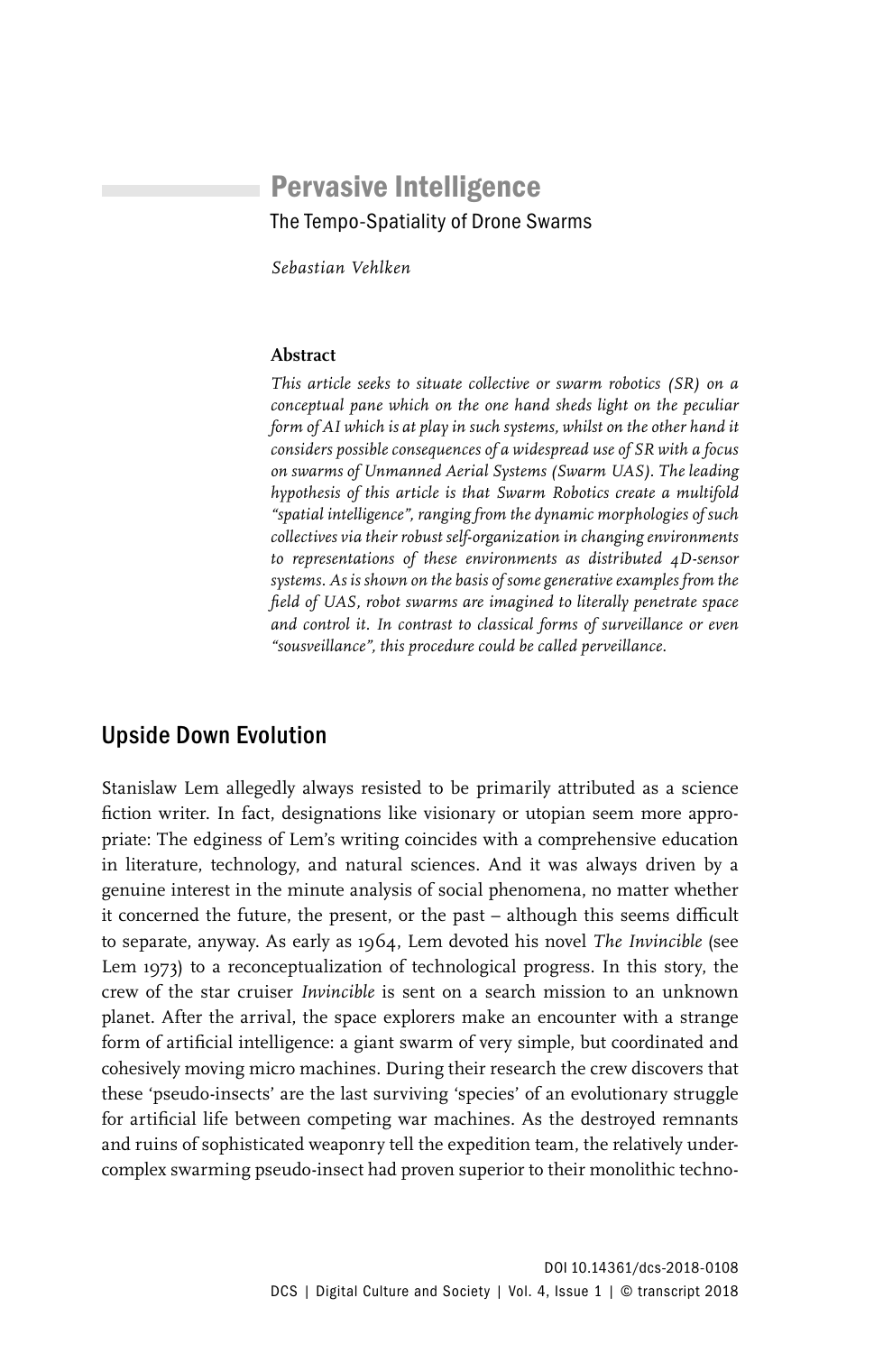# Pervasive Intelligence

The Tempo-Spatiality of Drone Swarms

*Sebastian Vehlken*

**Abstract**

*This article seeks to situate collective or swarm robotics (SR) on a conceptual pane which on the one hand sheds light on the peculiar form of AI which is at play in such systems, whilst on the other hand it considers possible consequences of a widespread use of SR with a focus on swarms of Unmanned Aerial Systems (Swarm UAS). The leading hypothesis of this article is that Swarm Robotics create a multifold "spatial intelligence", ranging from the dynamic morphologies of such collectives via their robust self-organization in changing environments to representations of these environments as distributed 4D-sensor systems. As is shown on the basis of some generative examples from the field of UAS, robot swarms are imagined to literally penetrate space and control it. In contrast to classical forms of surveillance or even "sousveillance", this procedure could be called perveillance.*

## Upside Down Evolution

Stanislaw Lem allegedly always resisted to be primarily attributed as a science fiction writer. In fact, designations like visionary or utopian seem more appropriate: The edginess of Lem's writing coincides with a comprehensive education in literature, technology, and natural sciences. And it was always driven by a genuine interest in the minute analysis of social phenomena, no matter whether it concerned the future, the present, or the past – although this seems difficult to separate, anyway. As early as 1964, Lem devoted his novel *The Invincible* (see Lem 1973) to a reconceptualization of technological progress. In this story, the crew of the star cruiser *Invincible* is sent on a search mission to an unknown planet. After the arrival, the space explorers make an encounter with a strange form of artificial intelligence: a giant swarm of very simple, but coordinated and cohesively moving micro machines. During their research the crew discovers that these 'pseudo-insects' are the last surviving 'species' of an evolutionary struggle for artificial life between competing war machines. As the destroyed remnants and ruins of sophisticated weaponry tell the expedition team, the relatively under-complex swarming pseudo-insect had proven superior to their monolithic techno-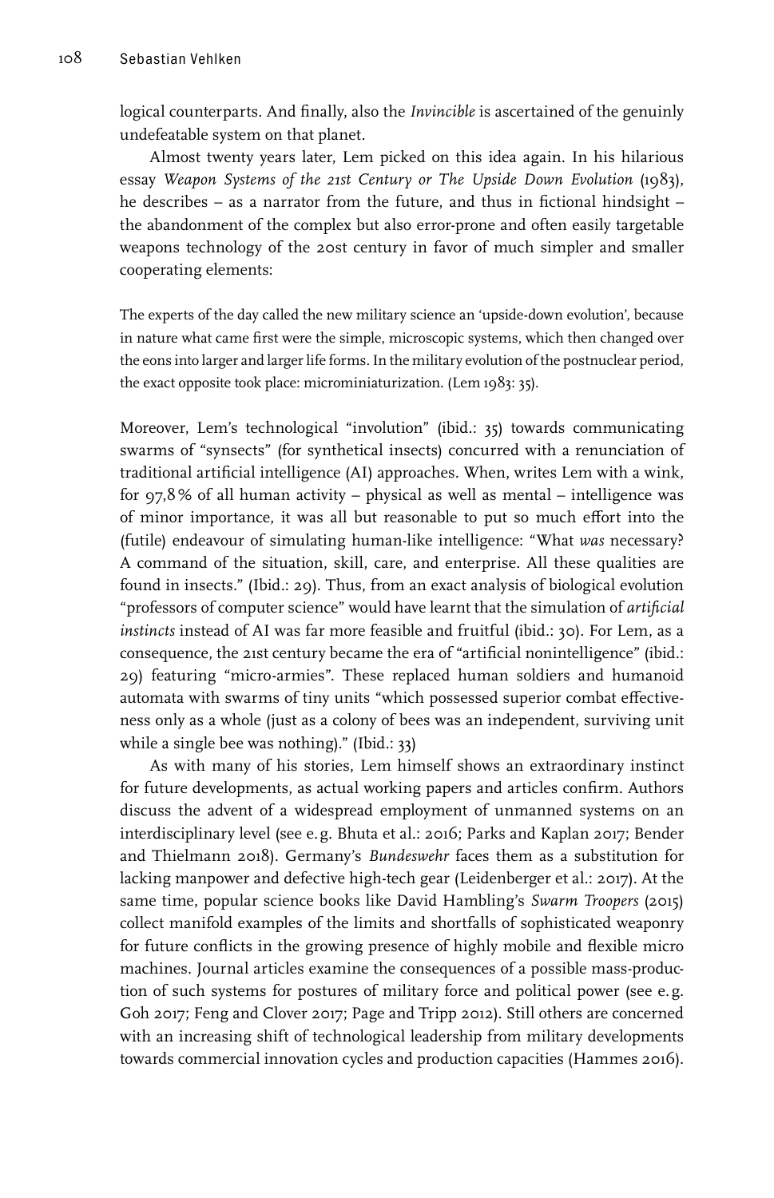logical counterparts. And finally, also the *Invincible* is ascertained of the genuinly undefeatable system on that planet.

Almost twenty years later, Lem picked on this idea again. In his hilarious essay *Weapon Systems of the 21st Century or The Upside Down Evolution* (1983), he describes – as a narrator from the future, and thus in fictional hindsight – the abandonment of the complex but also error-prone and often easily targetable weapons technology of the 20st century in favor of much simpler and smaller cooperating elements:

> The experts of the day called the new military science an 'upside-down evolution', because in nature what came first were the simple, microscopic systems, which then changed over the eons into larger and larger life forms. In the military evolution of the postnuclear period, the exact opposite took place: microminiaturization. (Lem 1983: 35).

Moreover, Lem's technological "involution" (ibid.: 35) towards communicating swarms of "synsects" (for synthetical insects) concurred with a renunciation of traditional artificial intelligence (AI) approaches. When, writes Lem with a wink, for 97,8 % of all human activity – physical as well as mental – intelligence was of minor importance, it was all but reasonable to put so much effort into the (futile) endeavour of simulating human-like intelligence: "What *was* necessary? A command of the situation, skill, care, and enterprise. All these qualities are found in insects." (Ibid.: 29). Thus, from an exact analysis of biological evolution "professors of computer science" would have learnt that the simulation of *artificial instincts* instead of AI was far more feasible and fruitful (ibid.: 30). For Lem, as a consequence, the 21st century became the era of "artificial nonintelligence" (ibid.: 29) featuring "micro-armies". These replaced human soldiers and humanoid automata with swarms of tiny units "which possessed superior combat effectiveness only as a whole (just as a colony of bees was an independent, surviving unit while a single bee was nothing)." (Ibid.: 33)

As with many of his stories, Lem himself shows an extraordinary instinct for future developments, as actual working papers and articles confirm. Authors discuss the advent of a widespread employment of unmanned systems on an interdisciplinary level (see e. g. Bhuta et al.: 2016; Parks and Kaplan 2017; Bender and Thielmann 2018). Germany's *Bundeswehr* faces them as a substitution for lacking manpower and defective high-tech gear (Leidenberger et al.: 2017). At the same time, popular science books like David Hambling's *Swarm Troopers* (2015) collect manifold examples of the limits and shortfalls of sophisticated weaponry for future conflicts in the growing presence of highly mobile and flexible micro machines. Journal articles examine the consequences of a possible mass-production of such systems for postures of military force and political power (see e. g. Goh 2017; Feng and Clover 2017; Page and Tripp 2012). Still others are concerned with an increasing shift of technological leadership from military developments towards commercial innovation cycles and production capacities (Hammes 2016).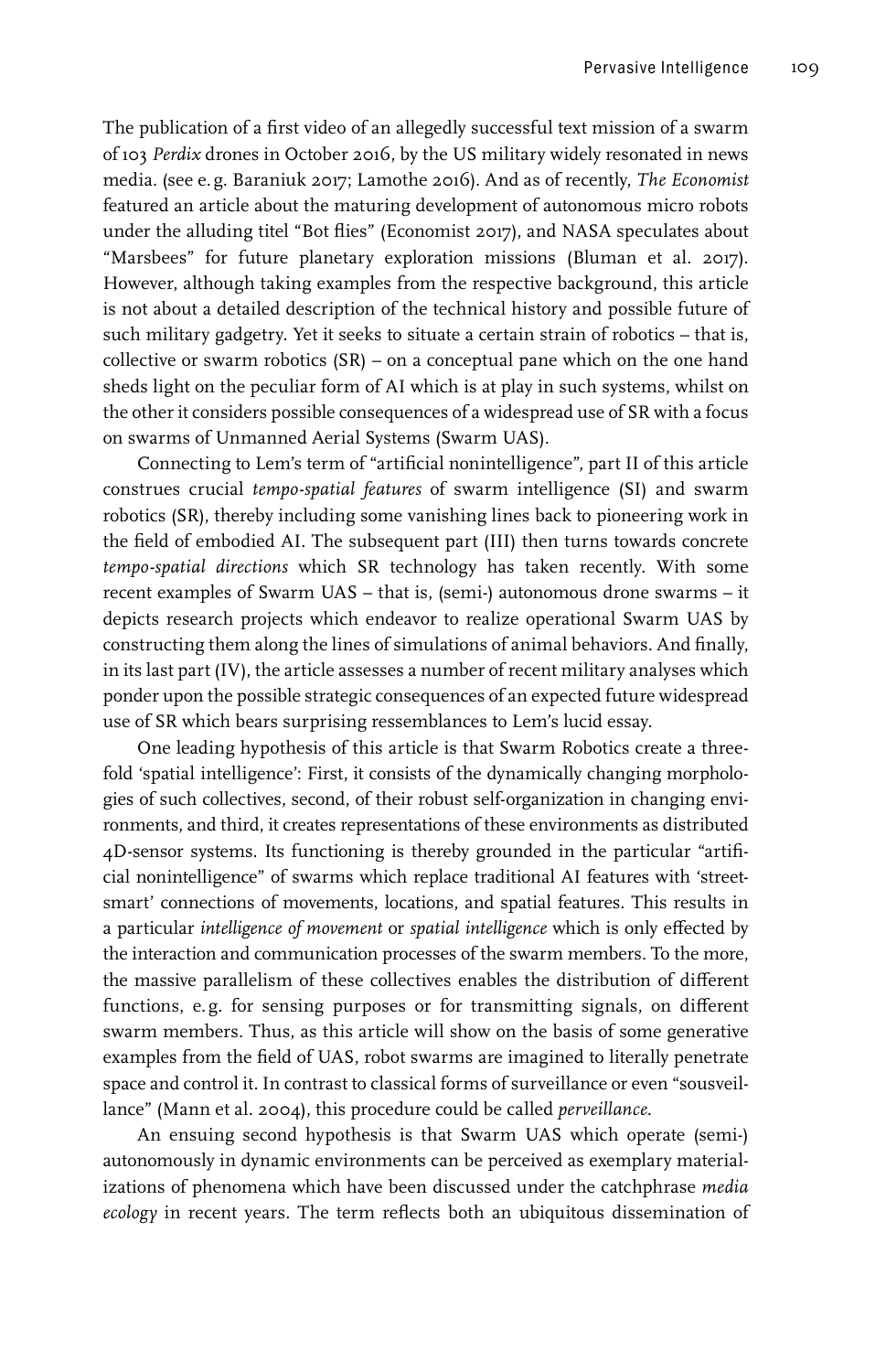The publication of a first video of an allegedly successful text mission of a swarm of 103 *Perdix* drones in October 2016, by the US military widely resonated in news media. (see e.g. Baraniuk 2017; Lamothe 2016). And as of recently, *The Economist* featured an article about the maturing development of autonomous micro robots under the alluding titel "Bot flies" (Economist 2017), and NASA speculates about "Marsbees" for future planetary exploration missions (Bluman et al. 2017). However, although taking examples from the respective background, this article is not about a detailed description of the technical history and possible future of such military gadgetry. Yet it seeks to situate a certain strain of robotics – that is, collective or swarm robotics (SR) – on a conceptual pane which on the one hand sheds light on the peculiar form of AI which is at play in such systems, whilst on the other it considers possible consequences of a widespread use of SR with a focus on swarms of Unmanned Aerial Systems (Swarm UAS).

Connecting to Lem's term of "artificial nonintelligence", part II of this article construes crucial *tempo-spatial features* of swarm intelligence (SI) and swarm robotics (SR), thereby including some vanishing lines back to pioneering work in the field of embodied AI. The subsequent part (III) then turns towards concrete *tempo-spatial directions* which SR technology has taken recently. With some recent examples of Swarm UAS – that is, (semi-) autonomous drone swarms – it depicts research projects which endeavor to realize operational Swarm UAS by constructing them along the lines of simulations of animal behaviors. And finally, in its last part (IV), the article assesses a number of recent military analyses which ponder upon the possible strategic consequences of an expected future widespread use of SR which bears surprising ressemblances to Lem's lucid essay.

One leading hypothesis of this article is that Swarm Robotics create a threefold 'spatial intelligence': First, it consists of the dynamically changing morphologies of such collectives, second, of their robust self-organization in changing environments, and third, it creates representations of these environments as distributed 4D-sensor systems. Its functioning is thereby grounded in the particular "artificial nonintelligence" of swarms which replace traditional AI features with 'street-smart' connections of movements, locations, and spatial features. This results in a particular *intelligence of movement* or *spatial intelligence* which is only effected by the interaction and communication processes of the swarm members. To the more, the massive parallelism of these collectives enables the distribution of different functions, e.g. for sensing purposes or for transmitting signals, on different swarm members. Thus, as this article will show on the basis of some generative examples from the field of UAS, robot swarms are imagined to literally penetrate space and control it. In contrast to classical forms of surveillance or even "sousveillance" (Mann et al. 2004), this procedure could be called *perveillance*.

An ensuing second hypothesis is that Swarm UAS which operate (semi-) autonomously in dynamic environments can be perceived as exemplary materializations of phenomena which have been discussed under the catchphrase *media ecology* in recent years. The term reflects both an ubiquitous dissemination of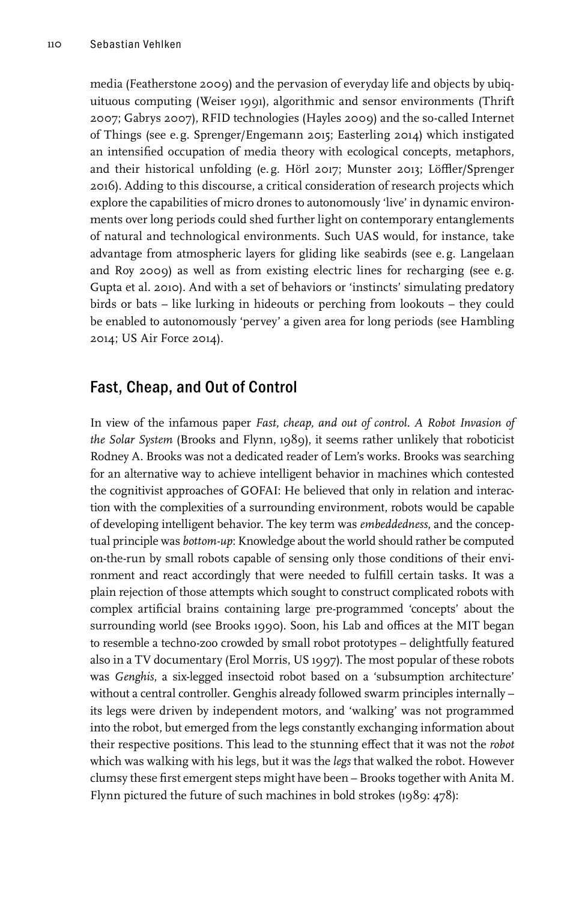media (Featherstone 2009) and the pervasion of everyday life and objects by ubiquituous computing (Weiser 1991), algorithmic and sensor environments (Thrift 2007; Gabrys 2007), RFID technologies (Hayles 2009) and the so-called Internet of Things (see e.g. Sprenger/Engemann 2015; Easterling 2014) which instigated an intensified occupation of media theory with ecological concepts, metaphors, and their historical unfolding (e.g. Hörl 2017; Munster 2013; Löffler/Sprenger 2016). Adding to this discourse, a critical consideration of research projects which explore the capabilities of micro drones to autonomously 'live' in dynamic environments over long periods could shed further light on contemporary entanglements of natural and technological environments. Such UAS would, for instance, take advantage from atmospheric layers for gliding like seabirds (see e.g. Langelaan and Roy 2009) as well as from existing electric lines for recharging (see e.g. Gupta et al. 2010). And with a set of behaviors or 'instincts' simulating predatory birds or bats – like lurking in hideouts or perching from lookouts – they could be enabled to autonomously 'pervey' a given area for long periods (see Hambling 2014; US Air Force 2014).

## Fast, Cheap, and Out of Control

In view of the infamous paper *Fast, cheap, and out of control. A Robot Invasion of the Solar System* (Brooks and Flynn, 1989), it seems rather unlikely that roboticist Rodney A. Brooks was not a dedicated reader of Lem's works. Brooks was searching for an alternative way to achieve intelligent behavior in machines which contested the cognitivist approaches of GOFAI: He believed that only in relation and interaction with the complexities of a surrounding environment, robots would be capable of developing intelligent behavior. The key term was *embeddedness*, and the conceptual principle was *bottom-up*: Knowledge about the world should rather be computed on-the-run by small robots capable of sensing only those conditions of their environment and react accordingly that were needed to fulfill certain tasks. It was a plain rejection of those attempts which sought to construct complicated robots with complex artificial brains containing large pre-programmed 'concepts' about the surrounding world (see Brooks 1990). Soon, his Lab and offices at the MIT began to resemble a techno-zoo crowded by small robot prototypes – delightfully featured also in a TV documentary (Erol Morris, US 1997). The most popular of these robots was *Genghis*, a six-legged insectoid robot based on a 'subsumption architecture' without a central controller. Genghis already followed swarm principles internally – its legs were driven by independent motors, and 'walking' was not programmed into the robot, but emerged from the legs constantly exchanging information about their respective positions. This lead to the stunning effect that it was not the *robot* which was walking with his legs, but it was the *legs* that walked the robot. However clumsy these first emergent steps might have been – Brooks together with Anita M. Flynn pictured the future of such machines in bold strokes (1989: 478):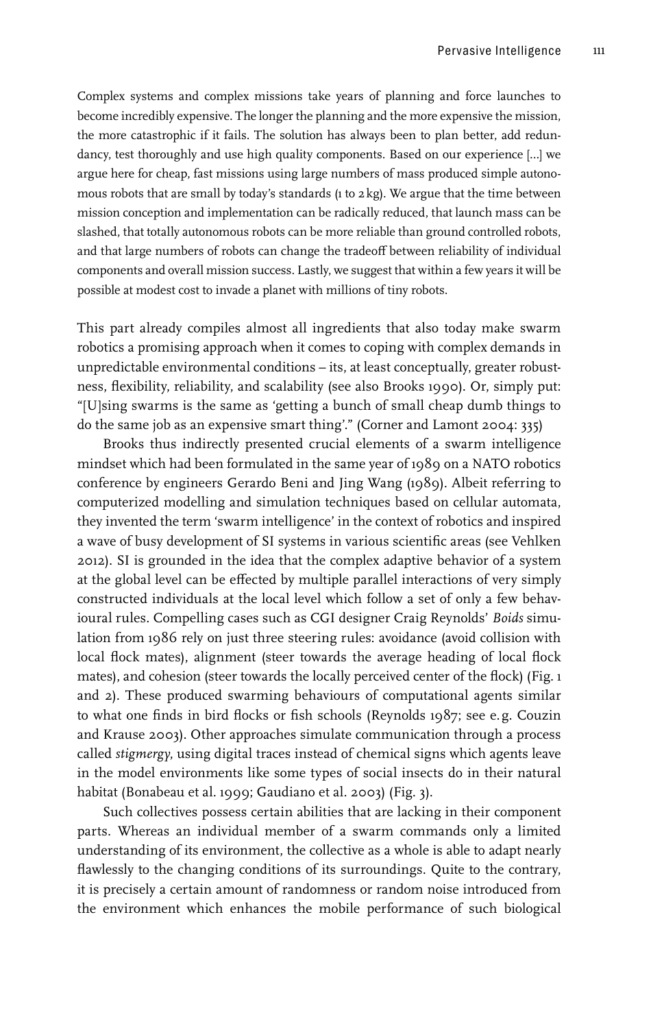> Complex systems and complex missions take years of planning and force launches to become incredibly expensive. The longer the planning and the more expensive the mission, the more catastrophic if it fails. The solution has always been to plan better, add redundancy, test thoroughly and use high quality components. Based on our experience […] we argue here for cheap, fast missions using large numbers of mass produced simple autonomous robots that are small by today's standards (1 to 2 kg). We argue that the time between mission conception and implementation can be radically reduced, that launch mass can be slashed, that totally autonomous robots can be more reliable than ground controlled robots, and that large numbers of robots can change the tradeoff between reliability of individual components and overall mission success. Lastly, we suggest that within a few years it will be possible at modest cost to invade a planet with millions of tiny robots.

This part already compiles almost all ingredients that also today make swarm robotics a promising approach when it comes to coping with complex demands in unpredictable environmental conditions – its, at least conceptually, greater robustness, flexibility, reliability, and scalability (see also Brooks 1990). Or, simply put: "[U]sing swarms is the same as 'getting a bunch of small cheap dumb things to do the same job as an expensive smart thing'." (Corner and Lamont 2004: 335)

Brooks thus indirectly presented crucial elements of a swarm intelligence mindset which had been formulated in the same year of 1989 on a NATO robotics conference by engineers Gerardo Beni and Jing Wang (1989). Albeit referring to computerized modelling and simulation techniques based on cellular automata, they invented the term 'swarm intelligence' in the context of robotics and inspired a wave of busy development of SI systems in various scientific areas (see Vehlken 2012). SI is grounded in the idea that the complex adaptive behavior of a system at the global level can be effected by multiple parallel interactions of very simply constructed individuals at the local level which follow a set of only a few behavioural rules. Compelling cases such as CGI designer Craig Reynolds' *Boids* simulation from 1986 rely on just three steering rules: avoidance (avoid collision with local flock mates), alignment (steer towards the average heading of local flock mates), and cohesion (steer towards the locally perceived center of the flock) (Fig. 1 and 2). These produced swarming behaviours of computational agents similar to what one finds in bird flocks or fish schools (Reynolds 1987; see e.g. Couzin and Krause 2003). Other approaches simulate communication through a process called *stigmergy*, using digital traces instead of chemical signs which agents leave in the model environments like some types of social insects do in their natural habitat (Bonabeau et al. 1999; Gaudiano et al. 2003) (Fig. 3).

Such collectives possess certain abilities that are lacking in their component parts. Whereas an individual member of a swarm commands only a limited understanding of its environment, the collective as a whole is able to adapt nearly flawlessly to the changing conditions of its surroundings. Quite to the contrary, it is precisely a certain amount of randomness or random noise introduced from the environment which enhances the mobile performance of such biological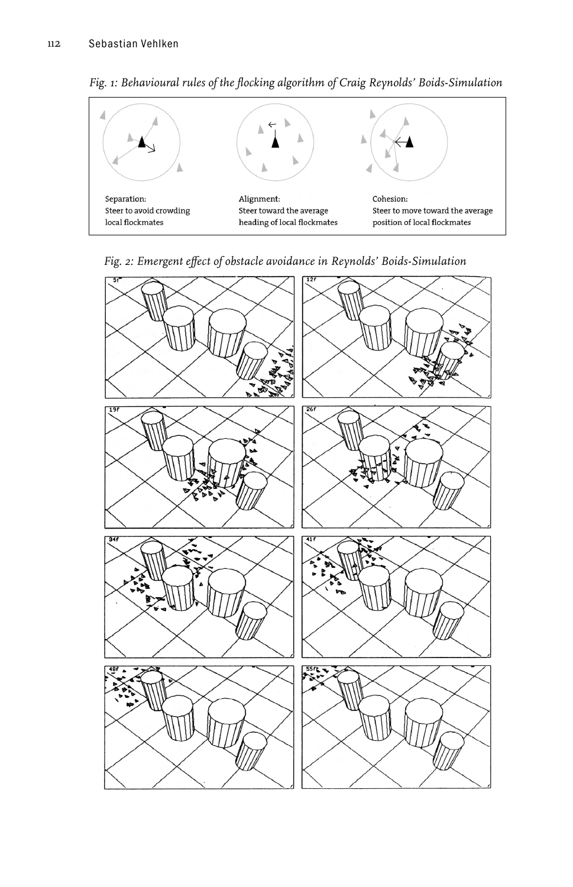*Fig. 1: Behavioural rules of the flocking algorithm of Craig Reynolds' Boids-Simulation*

Separation:
Steer to avoid crowding local flockmates

Alignment:
Steer toward the average heading of local flockmates

Cohesion:
Steer to move toward the average position of local flockmates

*Fig. 2: Emergent effect of obstacle avoidance in Reynolds' Boids-Simulation*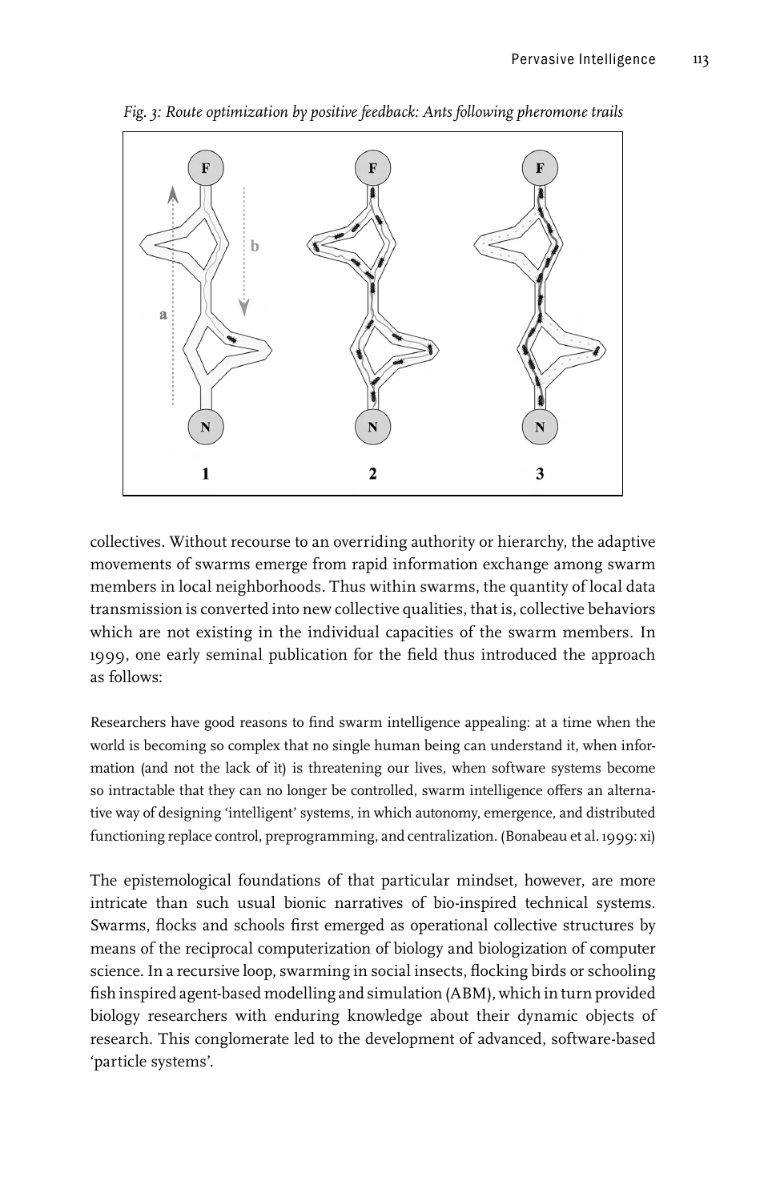*Fig. 3: Route optimization by positive feedback: Ants following pheromone trails*

collectives. Without recourse to an overriding authority or hierarchy, the adaptive movements of swarms emerge from rapid information exchange among swarm members in local neighborhoods. Thus within swarms, the quantity of local data transmission is converted into new collective qualities, that is, collective behaviors which are not existing in the individual capacities of the swarm members. In 1999, one early seminal publication for the field thus introduced the approach as follows:

> Researchers have good reasons to find swarm intelligence appealing: at a time when the world is becoming so complex that no single human being can understand it, when information (and not the lack of it) is threatening our lives, when software systems become so intractable that they can no longer be controlled, swarm intelligence offers an alternative way of designing 'intelligent' systems, in which autonomy, emergence, and distributed functioning replace control, preprogramming, and centralization. (Bonabeau et al. 1999: xi)

The epistemological foundations of that particular mindset, however, are more intricate than such usual bionic narratives of bio-inspired technical systems. Swarms, flocks and schools first emerged as operational collective structures by means of the reciprocal computerization of biology and biologization of computer science. In a recursive loop, swarming in social insects, flocking birds or schooling fish inspired agent-based modelling and simulation (ABM), which in turn provided biology researchers with enduring knowledge about their dynamic objects of research. This conglomerate led to the development of advanced, software-based 'particle systems'.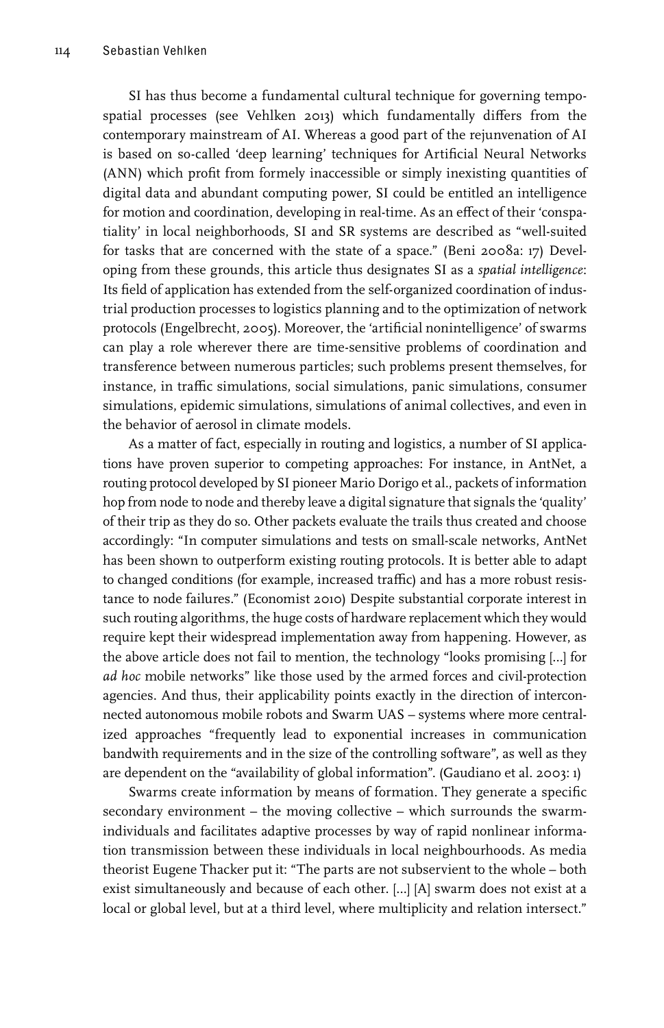SI has thus become a fundamental cultural technique for governing tempo-spatial processes (see Vehlken 2013) which fundamentally differs from the contemporary mainstream of AI. Whereas a good part of the rejunvenation of AI is based on so-called 'deep learning' techniques for Artificial Neural Networks (ANN) which profit from formely inaccessible or simply inexisting quantities of digital data and abundant computing power, SI could be entitled an intelligence for motion and coordination, developing in real-time. As an effect of their 'conspatiality' in local neighborhoods, SI and SR systems are described as "well-suited for tasks that are concerned with the state of a space." (Beni 2008a: 17) Developing from these grounds, this article thus designates SI as a *spatial intelligence*: Its field of application has extended from the self-organized coordination of industrial production processes to logistics planning and to the optimization of network protocols (Engelbrecht, 2005). Moreover, the 'artificial nonintelligence' of swarms can play a role wherever there are time-sensitive problems of coordination and transference between numerous particles; such problems present themselves, for instance, in traffic simulations, social simulations, panic simulations, consumer simulations, epidemic simulations, simulations of animal collectives, and even in the behavior of aerosol in climate models.

As a matter of fact, especially in routing and logistics, a number of SI applications have proven superior to competing approaches: For instance, in AntNet, a routing protocol developed by SI pioneer Mario Dorigo et al., packets of information hop from node to node and thereby leave a digital signature that signals the 'quality' of their trip as they do so. Other packets evaluate the trails thus created and choose accordingly: "In computer simulations and tests on small-scale networks, AntNet has been shown to outperform existing routing protocols. It is better able to adapt to changed conditions (for example, increased traffic) and has a more robust resistance to node failures." (Economist 2010) Despite substantial corporate interest in such routing algorithms, the huge costs of hardware replacement which they would require kept their widespread implementation away from happening. However, as the above article does not fail to mention, the technology "looks promising [...] for *ad hoc* mobile networks" like those used by the armed forces and civil-protection agencies. And thus, their applicability points exactly in the direction of interconnected autonomous mobile robots and Swarm UAS – systems where more centralized approaches "frequently lead to exponential increases in communication bandwith requirements and in the size of the controlling software", as well as they are dependent on the "availability of global information". (Gaudiano et al. 2003: 1)

Swarms create information by means of formation. They generate a specific secondary environment – the moving collective – which surrounds the swarm-individuals and facilitates adaptive processes by way of rapid nonlinear information transmission between these individuals in local neighbourhoods. As media theorist Eugene Thacker put it: "The parts are not subservient to the whole – both exist simultaneously and because of each other. [...] [A] swarm does not exist at a local or global level, but at a third level, where multiplicity and relation intersect."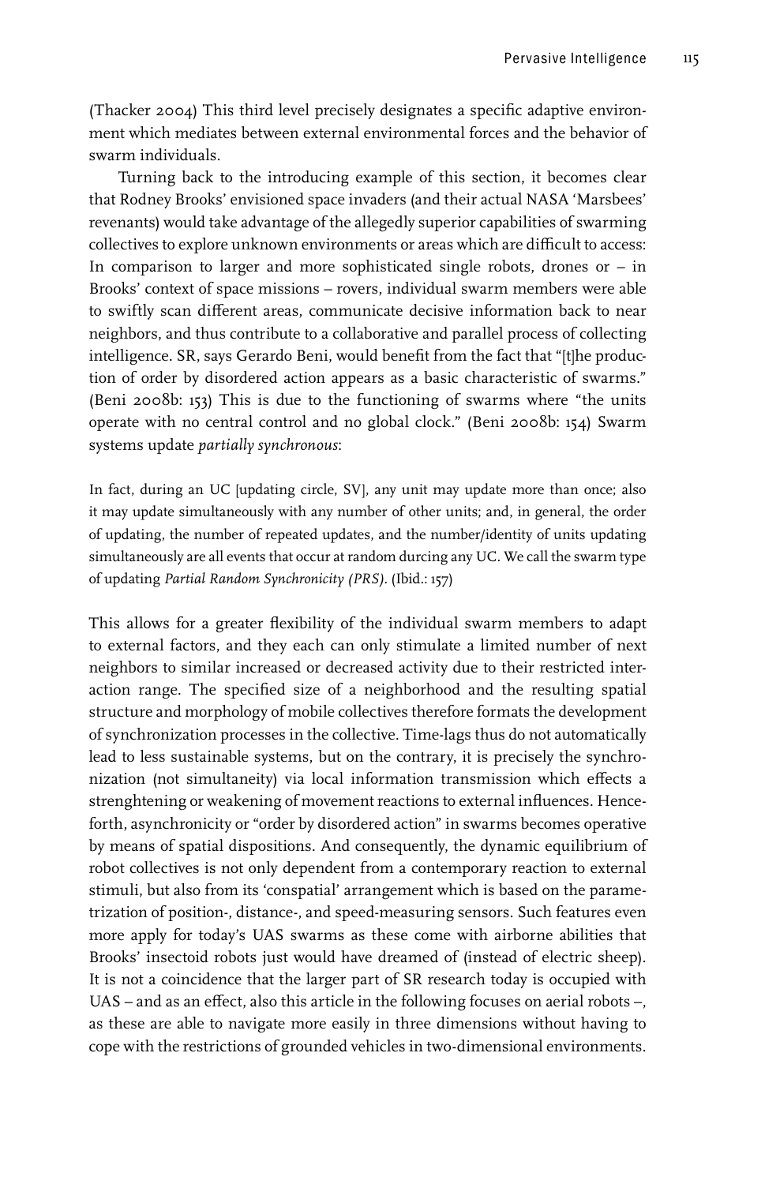(Thacker 2004) This third level precisely designates a specific adaptive environment which mediates between external environmental forces and the behavior of swarm individuals.

Turning back to the introducing example of this section, it becomes clear that Rodney Brooks' envisioned space invaders (and their actual NASA 'Marsbees' revenants) would take advantage of the allegedly superior capabilities of swarming collectives to explore unknown environments or areas which are difficult to access: In comparison to larger and more sophisticated single robots, drones or – in Brooks' context of space missions – rovers, individual swarm members were able to swiftly scan different areas, communicate decisive information back to near neighbors, and thus contribute to a collaborative and parallel process of collecting intelligence. SR, says Gerardo Beni, would benefit from the fact that "[t]he production of order by disordered action appears as a basic characteristic of swarms." (Beni 2008b: 153) This is due to the functioning of swarms where "the units operate with no central control and no global clock." (Beni 2008b: 154) Swarm systems update *partially synchronous*:

> In fact, during an UC [updating circle, SV], any unit may update more than once; also it may update simultaneously with any number of other units; and, in general, the order of updating, the number of repeated updates, and the number/identity of units updating simultaneously are all events that occur at random durcing any UC. We call the swarm type of updating *Partial Random Synchronicity (PRS)*. (Ibid.: 157)

This allows for a greater flexibility of the individual swarm members to adapt to external factors, and they each can only stimulate a limited number of next neighbors to similar increased or decreased activity due to their restricted interaction range. The specified size of a neighborhood and the resulting spatial structure and morphology of mobile collectives therefore formats the development of synchronization processes in the collective. Time-lags thus do not automatically lead to less sustainable systems, but on the contrary, it is precisely the synchronization (not simultaneity) via local information transmission which effects a strenghtening or weakening of movement reactions to external influences. Henceforth, asynchronicity or "order by disordered action" in swarms becomes operative by means of spatial dispositions. And consequently, the dynamic equilibrium of robot collectives is not only dependent from a contemporary reaction to external stimuli, but also from its 'conspatial' arrangement which is based on the parametrization of position-, distance-, and speed-measuring sensors. Such features even more apply for today's UAS swarms as these come with airborne abilities that Brooks' insectoid robots just would have dreamed of (instead of electric sheep). It is not a coincidence that the larger part of SR research today is occupied with UAS – and as an effect, also this article in the following focuses on aerial robots –, as these are able to navigate more easily in three dimensions without having to cope with the restrictions of grounded vehicles in two-dimensional environments.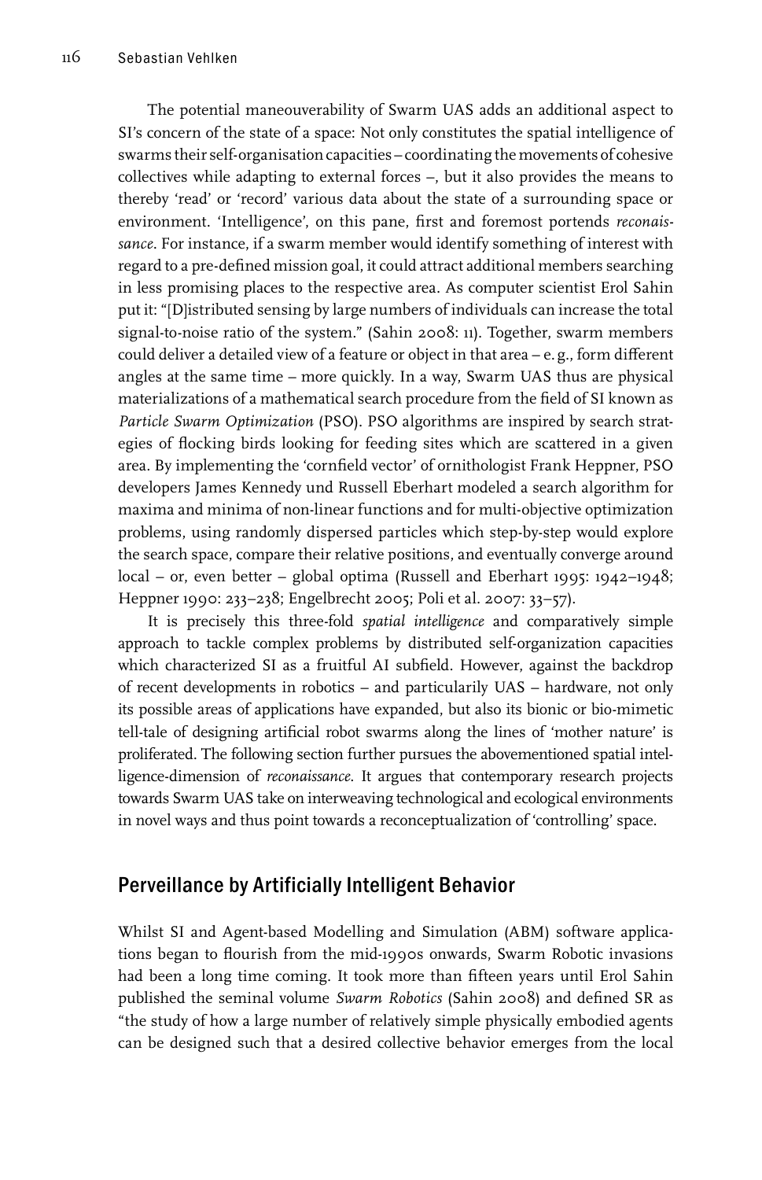The potential maneouverability of Swarm UAS adds an additional aspect to SI's concern of the state of a space: Not only constitutes the spatial intelligence of swarms their self-organisation capacities – coordinating the movements of cohesive collectives while adapting to external forces –, but it also provides the means to thereby 'read' or 'record' various data about the state of a surrounding space or environment. 'Intelligence', on this pane, first and foremost portends *reconaissance*. For instance, if a swarm member would identify something of interest with regard to a pre-defined mission goal, it could attract additional members searching in less promising places to the respective area. As computer scientist Erol Sahin put it: "[D]istributed sensing by large numbers of individuals can increase the total signal-to-noise ratio of the system." (Sahin 2008: 11). Together, swarm members could deliver a detailed view of a feature or object in that area – e. g., form different angles at the same time – more quickly. In a way, Swarm UAS thus are physical materializations of a mathematical search procedure from the field of SI known as *Particle Swarm Optimization* (PSO). PSO algorithms are inspired by search strategies of flocking birds looking for feeding sites which are scattered in a given area. By implementing the 'cornfield vector' of ornithologist Frank Heppner, PSO developers James Kennedy und Russell Eberhart modeled a search algorithm for maxima and minima of non-linear functions and for multi-objective optimization problems, using randomly dispersed particles which step-by-step would explore the search space, compare their relative positions, and eventually converge around local – or, even better – global optima (Russell and Eberhart 1995: 1942–1948; Heppner 1990: 233–238; Engelbrecht 2005; Poli et al. 2007: 33–57).

It is precisely this three-fold *spatial intelligence* and comparatively simple approach to tackle complex problems by distributed self-organization capacities which characterized SI as a fruitful AI subfield. However, against the backdrop of recent developments in robotics – and particularily UAS – hardware, not only its possible areas of applications have expanded, but also its bionic or bio-mimetic tell-tale of designing artificial robot swarms along the lines of 'mother nature' is proliferated. The following section further pursues the abovementioned spatial intelligence-dimension of *reconaissance*. It argues that contemporary research projects towards Swarm UAS take on interweaving technological and ecological environments in novel ways and thus point towards a reconceptualization of 'controlling' space.

## Perveillance by Artificially Intelligent Behavior

Whilst SI and Agent-based Modelling and Simulation (ABM) software applications began to flourish from the mid-1990s onwards, Swarm Robotic invasions had been a long time coming. It took more than fifteen years until Erol Sahin published the seminal volume *Swarm Robotics* (Sahin 2008) and defined SR as "the study of how a large number of relatively simple physically embodied agents can be designed such that a desired collective behavior emerges from the local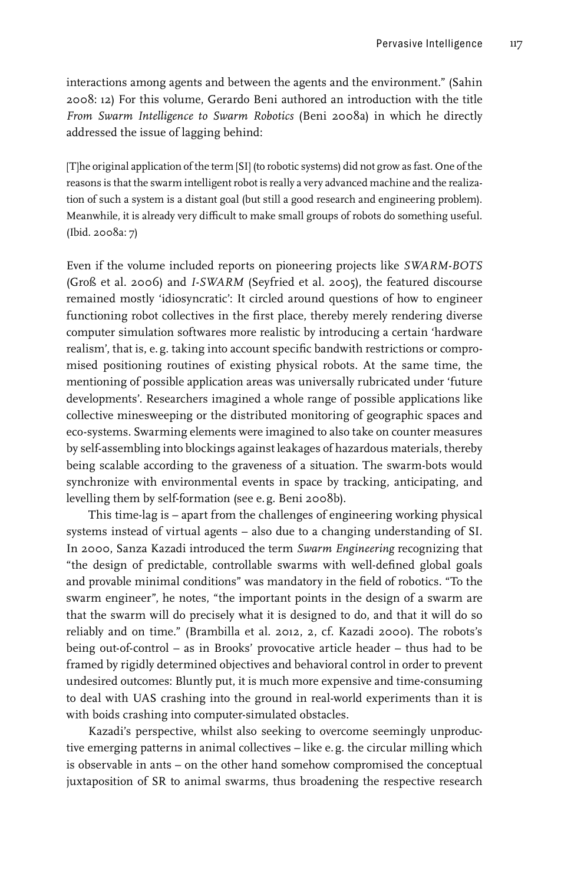interactions among agents and between the agents and the environment." (Sahin 2008: 12) For this volume, Gerardo Beni authored an introduction with the title *From Swarm Intelligence to Swarm Robotics* (Beni 2008a) in which he directly addressed the issue of lagging behind:

> [T]he original application of the term [SI] (to robotic systems) did not grow as fast. One of the reasons is that the swarm intelligent robot is really a very advanced machine and the realization of such a system is a distant goal (but still a good research and engineering problem). Meanwhile, it is already very difficult to make small groups of robots do something useful. (Ibid. 2008a: 7)

Even if the volume included reports on pioneering projects like *SWARM-BOTS* (Groß et al. 2006) and *I-SWARM* (Seyfried et al. 2005), the featured discourse remained mostly 'idiosyncratic': It circled around questions of how to engineer functioning robot collectives in the first place, thereby merely rendering diverse computer simulation softwares more realistic by introducing a certain 'hardware realism', that is, e. g. taking into account specific bandwith restrictions or compromised positioning routines of existing physical robots. At the same time, the mentioning of possible application areas was universally rubricated under 'future developments'. Researchers imagined a whole range of possible applications like collective minesweeping or the distributed monitoring of geographic spaces and eco-systems. Swarming elements were imagined to also take on counter measures by self-assembling into blockings against leakages of hazardous materials, thereby being scalable according to the graveness of a situation. The swarm-bots would synchronize with environmental events in space by tracking, anticipating, and levelling them by self-formation (see e. g. Beni 2008b).

This time-lag is – apart from the challenges of engineering working physical systems instead of virtual agents – also due to a changing understanding of SI. In 2000, Sanza Kazadi introduced the term *Swarm Engineering* recognizing that "the design of predictable, controllable swarms with well-defined global goals and provable minimal conditions" was mandatory in the field of robotics. "To the swarm engineer", he notes, "the important points in the design of a swarm are that the swarm will do precisely what it is designed to do, and that it will do so reliably and on time." (Brambilla et al. 2012, 2, cf. Kazadi 2000). The robots's being out-of-control – as in Brooks' provocative article header – thus had to be framed by rigidly determined objectives and behavioral control in order to prevent undesired outcomes: Bluntly put, it is much more expensive and time-consuming to deal with UAS crashing into the ground in real-world experiments than it is with boids crashing into computer-simulated obstacles.

Kazadi's perspective, whilst also seeking to overcome seemingly unproductive emerging patterns in animal collectives – like e. g. the circular milling which is observable in ants – on the other hand somehow compromised the conceptual juxtaposition of SR to animal swarms, thus broadening the respective research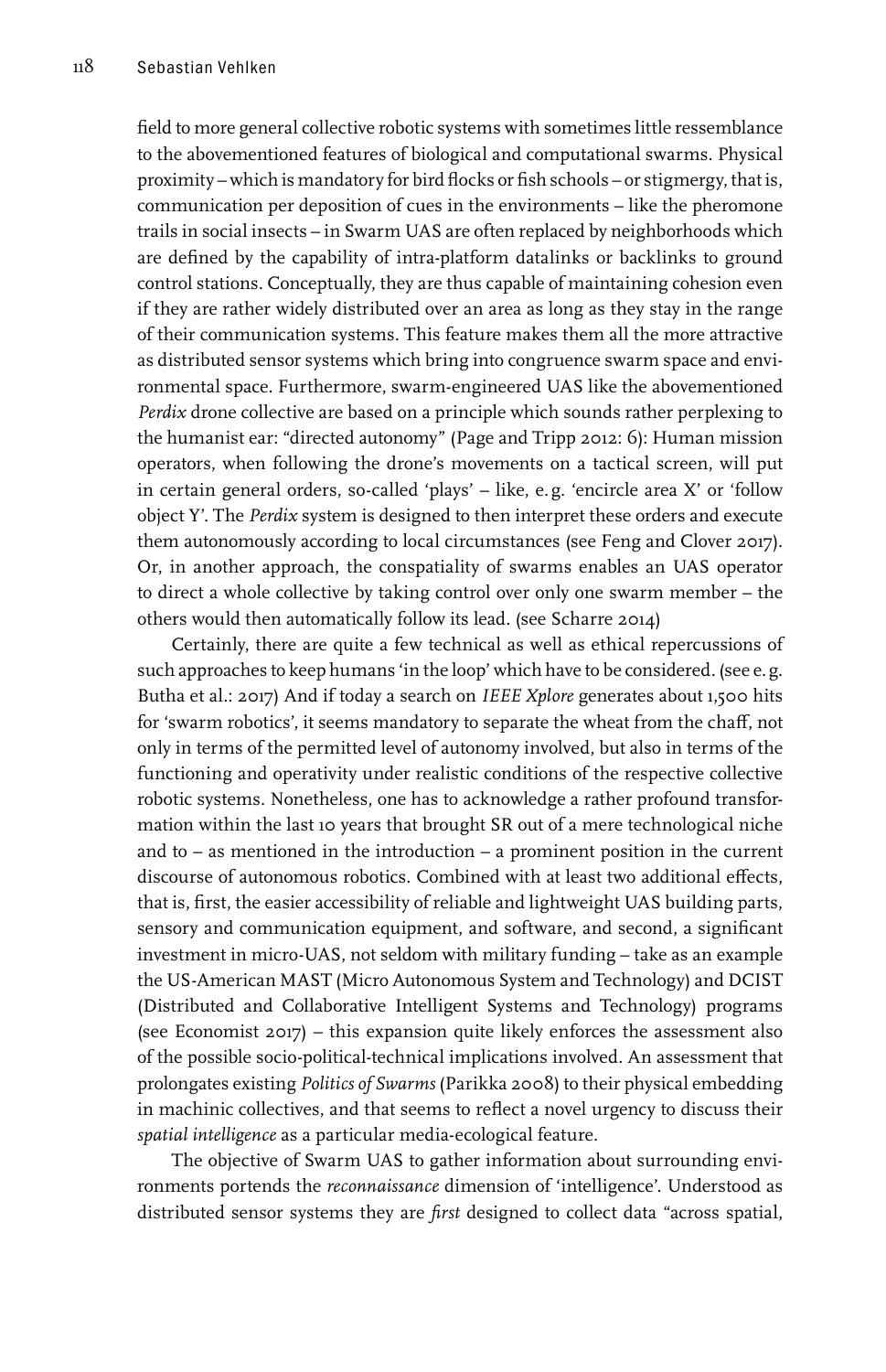field to more general collective robotic systems with sometimes little ressemblance to the abovementioned features of biological and computational swarms. Physical proximity – which is mandatory for bird flocks or fish schools – or stigmergy, that is, communication per deposition of cues in the environments – like the pheromone trails in social insects – in Swarm UAS are often replaced by neighborhoods which are defined by the capability of intra-platform datalinks or backlinks to ground control stations. Conceptually, they are thus capable of maintaining cohesion even if they are rather widely distributed over an area as long as they stay in the range of their communication systems. This feature makes them all the more attractive as distributed sensor systems which bring into congruence swarm space and environmental space. Furthermore, swarm-engineered UAS like the abovementioned *Perdix* drone collective are based on a principle which sounds rather perplexing to the humanist ear: "directed autonomy" (Page and Tripp 2012: 6): Human mission operators, when following the drone's movements on a tactical screen, will put in certain general orders, so-called 'plays' – like, e. g. 'encircle area X' or 'follow object Y'. The *Perdix* system is designed to then interpret these orders and execute them autonomously according to local circumstances (see Feng and Clover 2017). Or, in another approach, the conspatiality of swarms enables an UAS operator to direct a whole collective by taking control over only one swarm member – the others would then automatically follow its lead. (see Scharre 2014)

Certainly, there are quite a few technical as well as ethical repercussions of such approaches to keep humans 'in the loop' which have to be considered. (see e. g. Butha et al.: 2017) And if today a search on *IEEE Xplore* generates about 1,500 hits for 'swarm robotics', it seems mandatory to separate the wheat from the chaff, not only in terms of the permitted level of autonomy involved, but also in terms of the functioning and operativity under realistic conditions of the respective collective robotic systems. Nonetheless, one has to acknowledge a rather profound transformation within the last 10 years that brought SR out of a mere technological niche and to – as mentioned in the introduction – a prominent position in the current discourse of autonomous robotics. Combined with at least two additional effects, that is, first, the easier accessibility of reliable and lightweight UAS building parts, sensory and communication equipment, and software, and second, a significant investment in micro-UAS, not seldom with military funding – take as an example the US-American MAST (Micro Autonomous System and Technology) and DCIST (Distributed and Collaborative Intelligent Systems and Technology) programs (see Economist 2017) – this expansion quite likely enforces the assessment also of the possible socio-political-technical implications involved. An assessment that prolongates existing *Politics of Swarms* (Parikka 2008) to their physical embedding in machinic collectives, and that seems to reflect a novel urgency to discuss their *spatial intelligence* as a particular media-ecological feature.

The objective of Swarm UAS to gather information about surrounding environments portends the *reconnaissance* dimension of 'intelligence'. Understood as distributed sensor systems they are *first* designed to collect data "across spatial,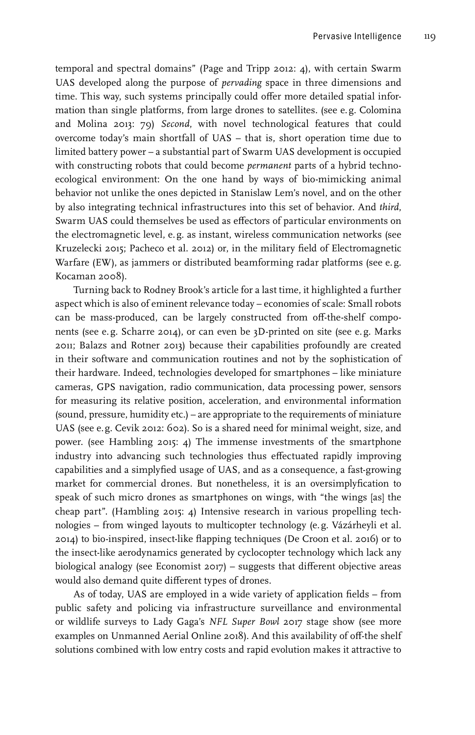temporal and spectral domains" (Page and Tripp 2012: 4), with certain Swarm UAS developed along the purpose of *pervading* space in three dimensions and time. This way, such systems principally could offer more detailed spatial information than single platforms, from large drones to satellites. (see e. g. Colomina and Molina 2013: 79) *Second*, with novel technological features that could overcome today's main shortfall of UAS – that is, short operation time due to limited battery power – a substantial part of Swarm UAS development is occupied with constructing robots that could become *permanent* parts of a hybrid techno-ecological environment: On the one hand by ways of bio-mimicking animal behavior not unlike the ones depicted in Stanislaw Lem's novel, and on the other by also integrating technical infrastructures into this set of behavior. And *third*, Swarm UAS could themselves be used as effectors of particular environments on the electromagnetic level, e. g. as instant, wireless communication networks (see Kruzelecki 2015; Pacheco et al. 2012) or, in the military field of Electromagnetic Warfare (EW), as jammers or distributed beamforming radar platforms (see e. g. Kocaman 2008).

Turning back to Rodney Brook's article for a last time, it highlighted a further aspect which is also of eminent relevance today – economies of scale: Small robots can be mass-produced, can be largely constructed from off-the-shelf components (see e. g. Scharre 2014), or can even be 3D-printed on site (see e. g. Marks 2011; Balazs and Rotner 2013) because their capabilities profoundly are created in their software and communication routines and not by the sophistication of their hardware. Indeed, technologies developed for smartphones – like miniature cameras, GPS navigation, radio communication, data processing power, sensors for measuring its relative position, acceleration, and environmental information (sound, pressure, humidity etc.) – are appropriate to the requirements of miniature UAS (see e. g. Cevik 2012: 602). So is a shared need for minimal weight, size, and power. (see Hambling 2015: 4) The immense investments of the smartphone industry into advancing such technologies thus effectuated rapidly improving capabilities and a simplyfied usage of UAS, and as a consequence, a fast-growing market for commercial drones. But nonetheless, it is an oversimplyfication to speak of such micro drones as smartphones on wings, with "the wings [as] the cheap part". (Hambling 2015: 4) Intensive research in various propelling technologies – from winged layouts to multicopter technology (e. g. Vázárheyli et al. 2014) to bio-inspired, insect-like flapping techniques (De Croon et al. 2016) or to the insect-like aerodynamics generated by cyclocopter technology which lack any biological analogy (see Economist 2017) – suggests that different objective areas would also demand quite different types of drones.

As of today, UAS are employed in a wide variety of application fields – from public safety and policing via infrastructure surveillance and environmental or wildlife surveys to Lady Gaga's *NFL Super Bowl* 2017 stage show (see more examples on Unmanned Aerial Online 2018). And this availability of off-the shelf solutions combined with low entry costs and rapid evolution makes it attractive to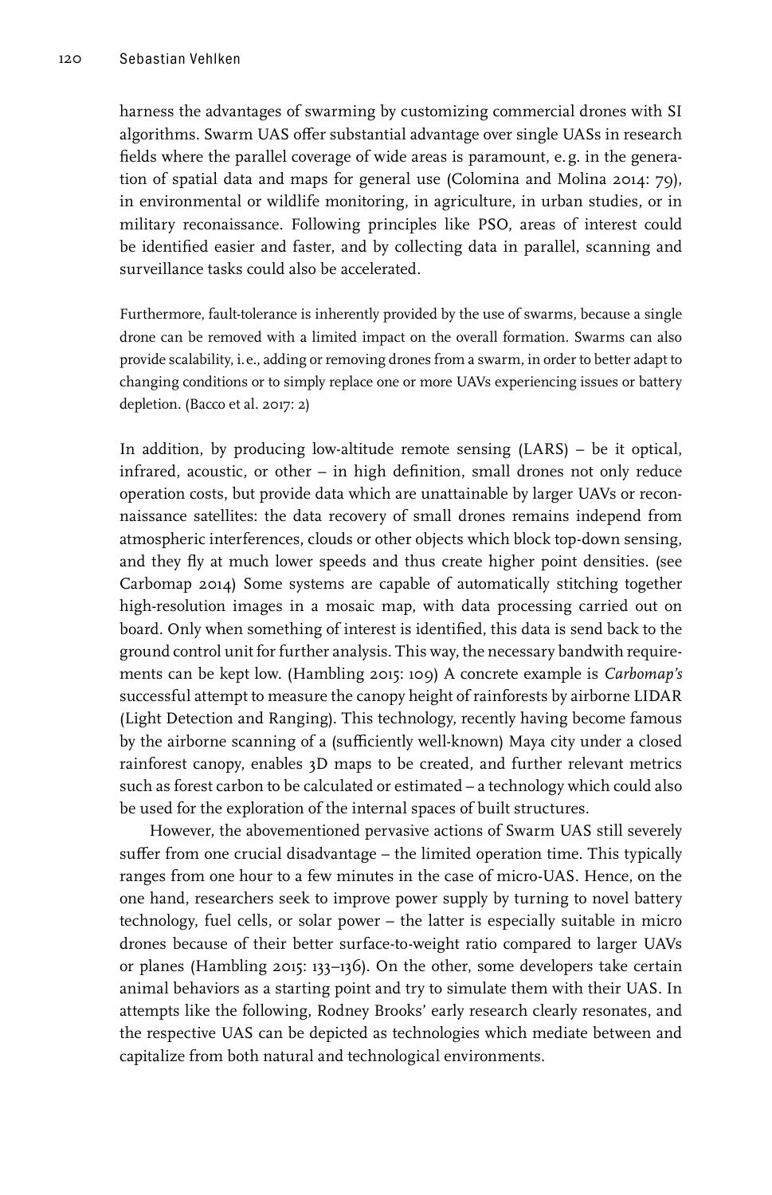harness the advantages of swarming by customizing commercial drones with SI algorithms. Swarm UAS offer substantial advantage over single UASs in research fields where the parallel coverage of wide areas is paramount, e.g. in the generation of spatial data and maps for general use (Colomina and Molina 2014: 79), in environmental or wildlife monitoring, in agriculture, in urban studies, or in military reconaissance. Following principles like PSO, areas of interest could be identified easier and faster, and by collecting data in parallel, scanning and surveillance tasks could also be accelerated.

> Furthermore, fault-tolerance is inherently provided by the use of swarms, because a single drone can be removed with a limited impact on the overall formation. Swarms can also provide scalability, i.e., adding or removing drones from a swarm, in order to better adapt to changing conditions or to simply replace one or more UAVs experiencing issues or battery depletion. (Bacco et al. 2017: 2)

In addition, by producing low-altitude remote sensing (LARS) – be it optical, infrared, acoustic, or other – in high definition, small drones not only reduce operation costs, but provide data which are unattainable by larger UAVs or reconnaissance satellites: the data recovery of small drones remains independ from atmospheric interferences, clouds or other objects which block top-down sensing, and they fly at much lower speeds and thus create higher point densities. (see Carbomap 2014) Some systems are capable of automatically stitching together high-resolution images in a mosaic map, with data processing carried out on board. Only when something of interest is identified, this data is send back to the ground control unit for further analysis. This way, the necessary bandwith requirements can be kept low. (Hambling 2015: 109) A concrete example is *Carbomap's* successful attempt to measure the canopy height of rainforests by airborne LIDAR (Light Detection and Ranging). This technology, recently having become famous by the airborne scanning of a (sufficiently well-known) Maya city under a closed rainforest canopy, enables 3D maps to be created, and further relevant metrics such as forest carbon to be calculated or estimated – a technology which could also be used for the exploration of the internal spaces of built structures.

However, the abovementioned pervasive actions of Swarm UAS still severely suffer from one crucial disadvantage – the limited operation time. This typically ranges from one hour to a few minutes in the case of micro-UAS. Hence, on the one hand, researchers seek to improve power supply by turning to novel battery technology, fuel cells, or solar power – the latter is especially suitable in micro drones because of their better surface-to-weight ratio compared to larger UAVs or planes (Hambling 2015: 133–136). On the other, some developers take certain animal behaviors as a starting point and try to simulate them with their UAS. In attempts like the following, Rodney Brooks' early research clearly resonates, and the respective UAS can be depicted as technologies which mediate between and capitalize from both natural and technological environments.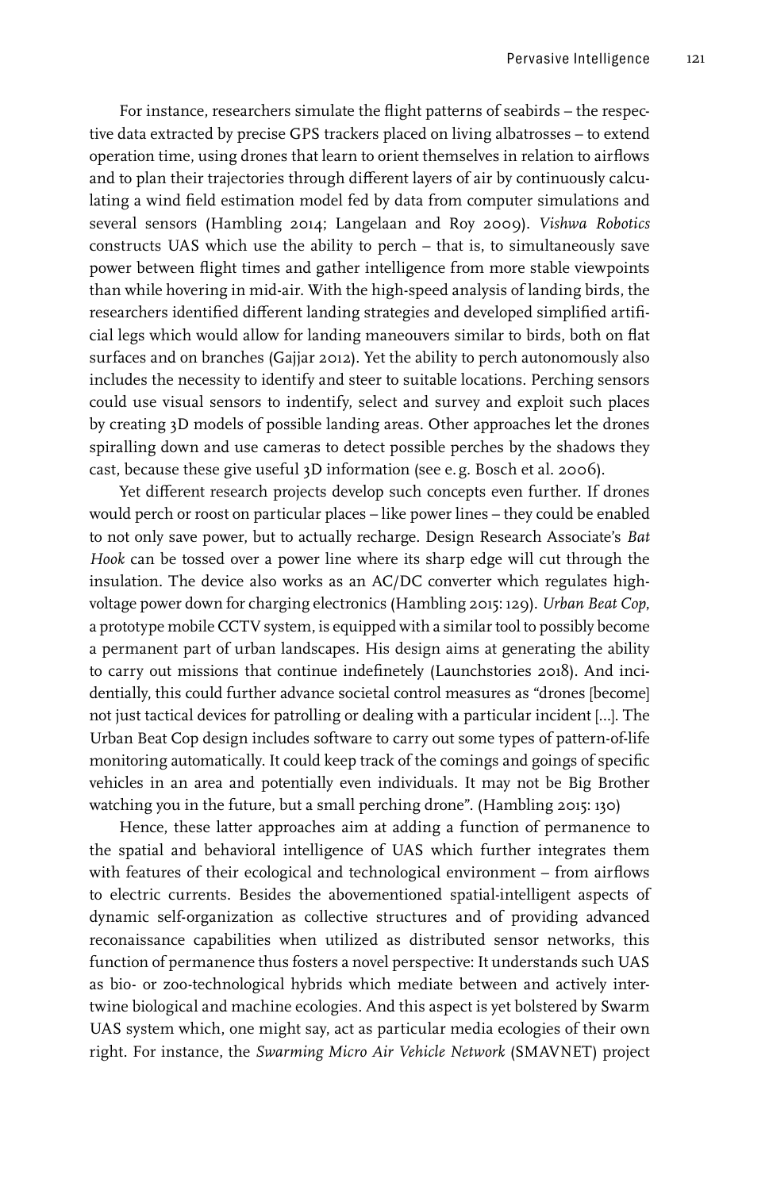For instance, researchers simulate the flight patterns of seabirds – the respective data extracted by precise GPS trackers placed on living albatrosses – to extend operation time, using drones that learn to orient themselves in relation to airflows and to plan their trajectories through different layers of air by continuously calculating a wind field estimation model fed by data from computer simulations and several sensors (Hambling 2014; Langelaan and Roy 2009). *Vishwa Robotics* constructs UAS which use the ability to perch – that is, to simultaneously save power between flight times and gather intelligence from more stable viewpoints than while hovering in mid-air. With the high-speed analysis of landing birds, the researchers identified different landing strategies and developed simplified artificial legs which would allow for landing maneouvers similar to birds, both on flat surfaces and on branches (Gajjar 2012). Yet the ability to perch autonomously also includes the necessity to identify and steer to suitable locations. Perching sensors could use visual sensors to indentify, select and survey and exploit such places by creating 3D models of possible landing areas. Other approaches let the drones spiralling down and use cameras to detect possible perches by the shadows they cast, because these give useful 3D information (see e.g. Bosch et al. 2006).

Yet different research projects develop such concepts even further. If drones would perch or roost on particular places – like power lines – they could be enabled to not only save power, but to actually recharge. Design Research Associate's *Bat Hook* can be tossed over a power line where its sharp edge will cut through the insulation. The device also works as an AC/DC converter which regulates high-voltage power down for charging electronics (Hambling 2015: 129). *Urban Beat Cop*, a prototype mobile CCTV system, is equipped with a similar tool to possibly become a permanent part of urban landscapes. His design aims at generating the ability to carry out missions that continue indefinetely (Launchstories 2018). And incidentially, this could further advance societal control measures as "drones [become] not just tactical devices for patrolling or dealing with a particular incident […]. The Urban Beat Cop design includes software to carry out some types of pattern-of-life monitoring automatically. It could keep track of the comings and goings of specific vehicles in an area and potentially even individuals. It may not be Big Brother watching you in the future, but a small perching drone". (Hambling 2015: 130)

Hence, these latter approaches aim at adding a function of permanence to the spatial and behavioral intelligence of UAS which further integrates them with features of their ecological and technological environment – from airflows to electric currents. Besides the abovementioned spatial-intelligent aspects of dynamic self-organization as collective structures and of providing advanced reconaissance capabilities when utilized as distributed sensor networks, this function of permanence thus fosters a novel perspective: It understands such UAS as bio- or zoo-technological hybrids which mediate between and actively intertwine biological and machine ecologies. And this aspect is yet bolstered by Swarm UAS system which, one might say, act as particular media ecologies of their own right. For instance, the *Swarming Micro Air Vehicle Network* (SMAVNET) project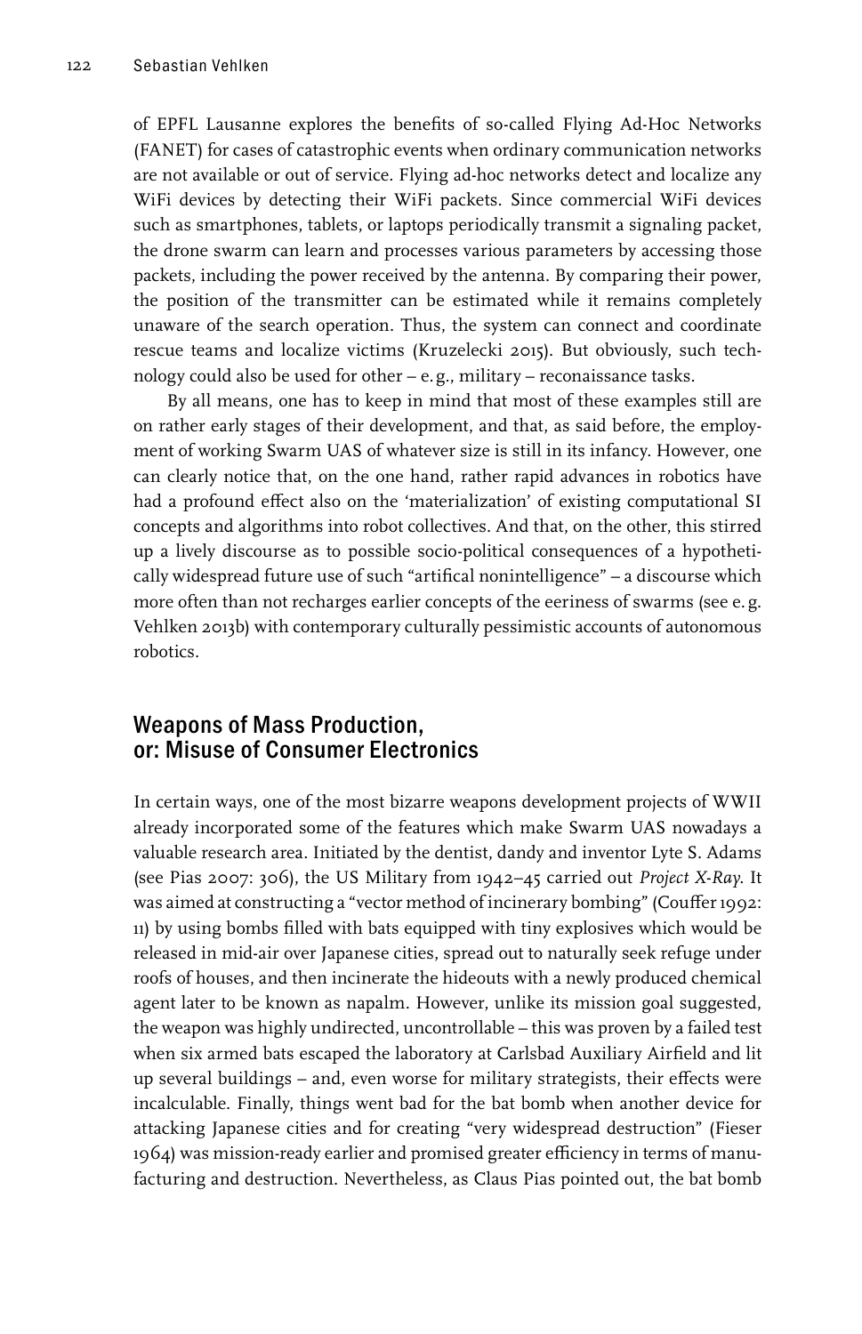of EPFL Lausanne explores the benefits of so-called Flying Ad-Hoc Networks (FANET) for cases of catastrophic events when ordinary communication networks are not available or out of service. Flying ad-hoc networks detect and localize any WiFi devices by detecting their WiFi packets. Since commercial WiFi devices such as smartphones, tablets, or laptops periodically transmit a signaling packet, the drone swarm can learn and processes various parameters by accessing those packets, including the power received by the antenna. By comparing their power, the position of the transmitter can be estimated while it remains completely unaware of the search operation. Thus, the system can connect and coordinate rescue teams and localize victims (Kruzelecki 2015). But obviously, such technology could also be used for other – e. g., military – reconaissance tasks.

By all means, one has to keep in mind that most of these examples still are on rather early stages of their development, and that, as said before, the employment of working Swarm UAS of whatever size is still in its infancy. However, one can clearly notice that, on the one hand, rather rapid advances in robotics have had a profound effect also on the 'materialization' of existing computational SI concepts and algorithms into robot collectives. And that, on the other, this stirred up a lively discourse as to possible socio-political consequences of a hypothetically widespread future use of such "artifical nonintelligence" – a discourse which more often than not recharges earlier concepts of the eeriness of swarms (see e. g. Vehlken 2013b) with contemporary culturally pessimistic accounts of autonomous robotics.

## Weapons of Mass Production, or: Misuse of Consumer Electronics

In certain ways, one of the most bizarre weapons development projects of WWII already incorporated some of the features which make Swarm UAS nowadays a valuable research area. Initiated by the dentist, dandy and inventor Lyte S. Adams (see Pias 2007: 306), the US Military from 1942–45 carried out *Project X-Ray*. It was aimed at constructing a "vector method of incinerary bombing" (Couffer 1992: 11) by using bombs filled with bats equipped with tiny explosives which would be released in mid-air over Japanese cities, spread out to naturally seek refuge under roofs of houses, and then incinerate the hideouts with a newly produced chemical agent later to be known as napalm. However, unlike its mission goal suggested, the weapon was highly undirected, uncontrollable – this was proven by a failed test when six armed bats escaped the laboratory at Carlsbad Auxiliary Airfield and lit up several buildings – and, even worse for military strategists, their effects were incalculable. Finally, things went bad for the bat bomb when another device for attacking Japanese cities and for creating "very widespread destruction" (Fieser 1964) was mission-ready earlier and promised greater efficiency in terms of manufacturing and destruction. Nevertheless, as Claus Pias pointed out, the bat bomb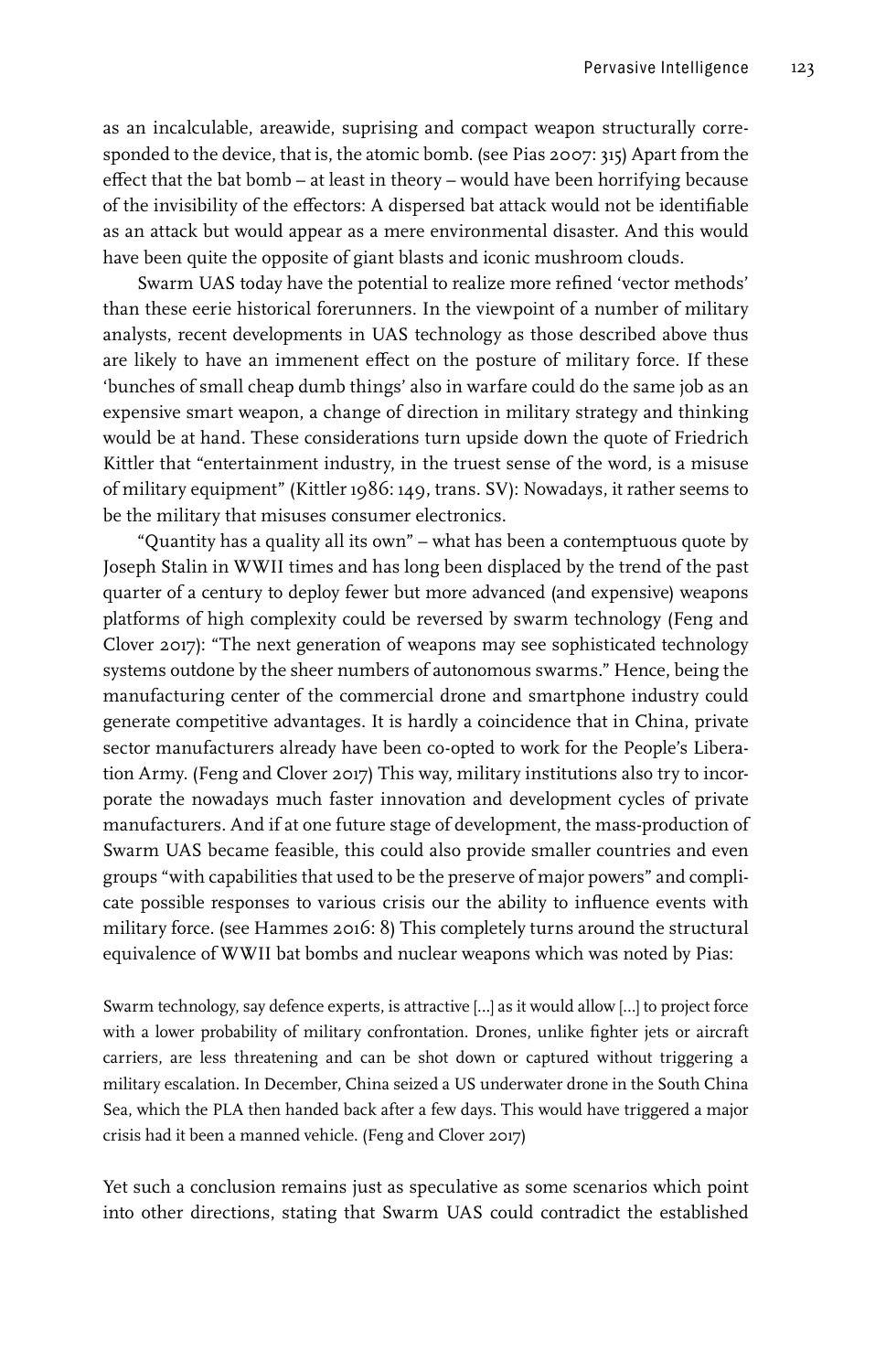as an incalculable, areawide, suprising and compact weapon structurally corresponded to the device, that is, the atomic bomb. (see Pias 2007: 315) Apart from the effect that the bat bomb – at least in theory – would have been horrifying because of the invisibility of the effectors: A dispersed bat attack would not be identifiable as an attack but would appear as a mere environmental disaster. And this would have been quite the opposite of giant blasts and iconic mushroom clouds.

Swarm UAS today have the potential to realize more refined 'vector methods' than these eerie historical forerunners. In the viewpoint of a number of military analysts, recent developments in UAS technology as those described above thus are likely to have an immenent effect on the posture of military force. If these 'bunches of small cheap dumb things' also in warfare could do the same job as an expensive smart weapon, a change of direction in military strategy and thinking would be at hand. These considerations turn upside down the quote of Friedrich Kittler that "entertainment industry, in the truest sense of the word, is a misuse of military equipment" (Kittler 1986: 149, trans. SV): Nowadays, it rather seems to be the military that misuses consumer electronics.

"Quantity has a quality all its own" – what has been a contemptuous quote by Joseph Stalin in WWII times and has long been displaced by the trend of the past quarter of a century to deploy fewer but more advanced (and expensive) weapons platforms of high complexity could be reversed by swarm technology (Feng and Clover 2017): "The next generation of weapons may see sophisticated technology systems outdone by the sheer numbers of autonomous swarms." Hence, being the manufacturing center of the commercial drone and smartphone industry could generate competitive advantages. It is hardly a coincidence that in China, private sector manufacturers already have been co-opted to work for the People's Liberation Army. (Feng and Clover 2017) This way, military institutions also try to incorporate the nowadays much faster innovation and development cycles of private manufacturers. And if at one future stage of development, the mass-production of Swarm UAS became feasible, this could also provide smaller countries and even groups "with capabilities that used to be the preserve of major powers" and complicate possible responses to various crisis our the ability to influence events with military force. (see Hammes 2016: 8) This completely turns around the structural equivalence of WWII bat bombs and nuclear weapons which was noted by Pias:

> Swarm technology, say defence experts, is attractive […] as it would allow […] to project force with a lower probability of military confrontation. Drones, unlike fighter jets or aircraft carriers, are less threatening and can be shot down or captured without triggering a military escalation. In December, China seized a US underwater drone in the South China Sea, which the PLA then handed back after a few days. This would have triggered a major crisis had it been a manned vehicle. (Feng and Clover 2017)

Yet such a conclusion remains just as speculative as some scenarios which point into other directions, stating that Swarm UAS could contradict the established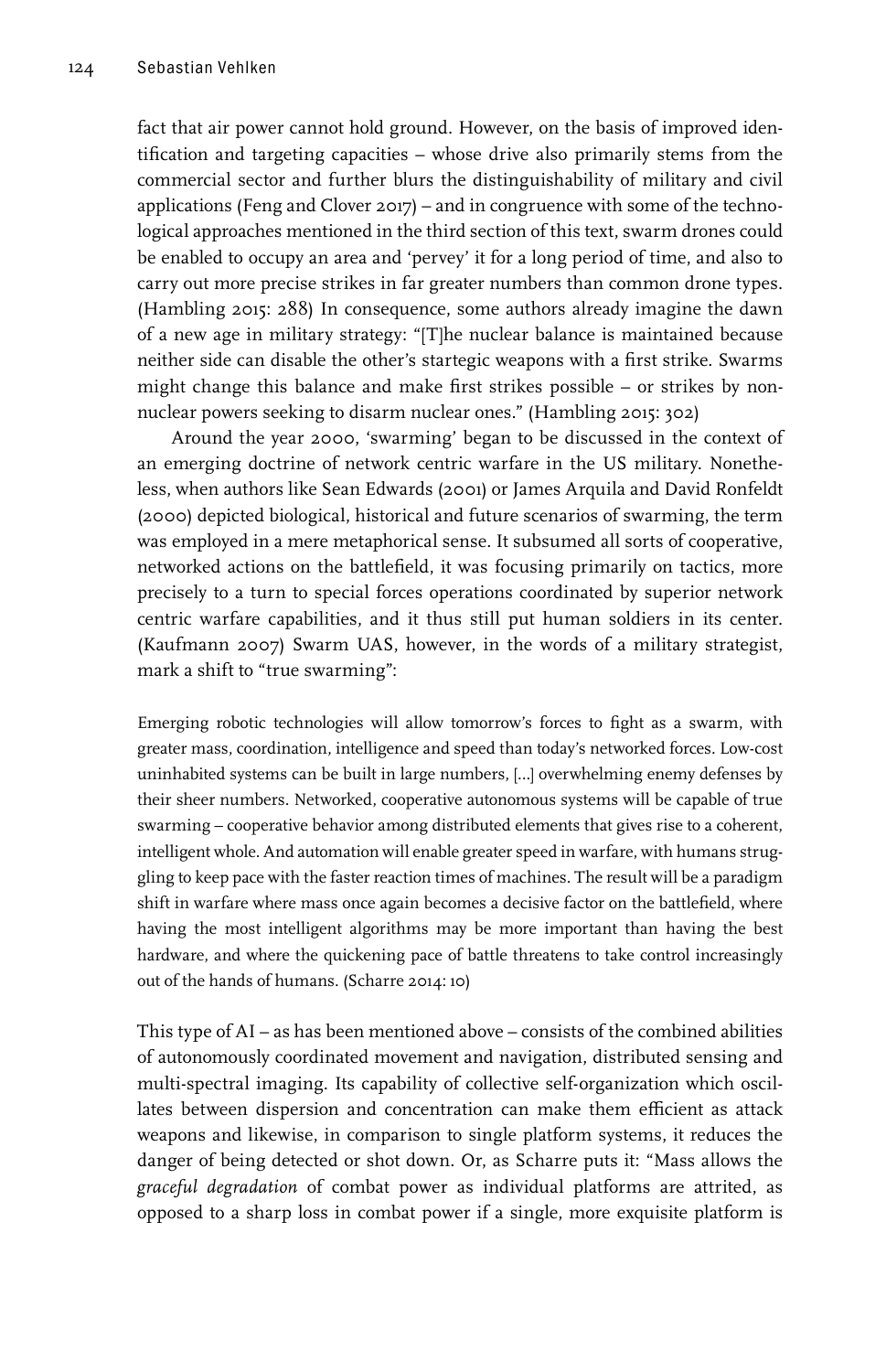fact that air power cannot hold ground. However, on the basis of improved identification and targeting capacities – whose drive also primarily stems from the commercial sector and further blurs the distinguishability of military and civil applications (Feng and Clover 2017) – and in congruence with some of the technological approaches mentioned in the third section of this text, swarm drones could be enabled to occupy an area and 'pervey' it for a long period of time, and also to carry out more precise strikes in far greater numbers than common drone types. (Hambling 2015: 288) In consequence, some authors already imagine the dawn of a new age in military strategy: "[T]he nuclear balance is maintained because neither side can disable the other's startegic weapons with a first strike. Swarms might change this balance and make first strikes possible – or strikes by non-nuclear powers seeking to disarm nuclear ones." (Hambling 2015: 302)

Around the year 2000, 'swarming' began to be discussed in the context of an emerging doctrine of network centric warfare in the US military. Nonetheless, when authors like Sean Edwards (2001) or James Arquila and David Ronfeldt (2000) depicted biological, historical and future scenarios of swarming, the term was employed in a mere metaphorical sense. It subsumed all sorts of cooperative, networked actions on the battlefield, it was focusing primarily on tactics, more precisely to a turn to special forces operations coordinated by superior network centric warfare capabilities, and it thus still put human soldiers in its center. (Kaufmann 2007) Swarm UAS, however, in the words of a military strategist, mark a shift to "true swarming":

> Emerging robotic technologies will allow tomorrow's forces to fight as a swarm, with greater mass, coordination, intelligence and speed than today's networked forces. Low-cost uninhabited systems can be built in large numbers, [...] overwhelming enemy defenses by their sheer numbers. Networked, cooperative autonomous systems will be capable of true swarming – cooperative behavior among distributed elements that gives rise to a coherent, intelligent whole. And automation will enable greater speed in warfare, with humans struggling to keep pace with the faster reaction times of machines. The result will be a paradigm shift in warfare where mass once again becomes a decisive factor on the battlefield, where having the most intelligent algorithms may be more important than having the best hardware, and where the quickening pace of battle threatens to take control increasingly out of the hands of humans. (Scharre 2014: 10)

This type of AI – as has been mentioned above – consists of the combined abilities of autonomously coordinated movement and navigation, distributed sensing and multi-spectral imaging. Its capability of collective self-organization which oscillates between dispersion and concentration can make them efficient as attack weapons and likewise, in comparison to single platform systems, it reduces the danger of being detected or shot down. Or, as Scharre puts it: "Mass allows the *graceful degradation* of combat power as individual platforms are attrited, as opposed to a sharp loss in combat power if a single, more exquisite platform is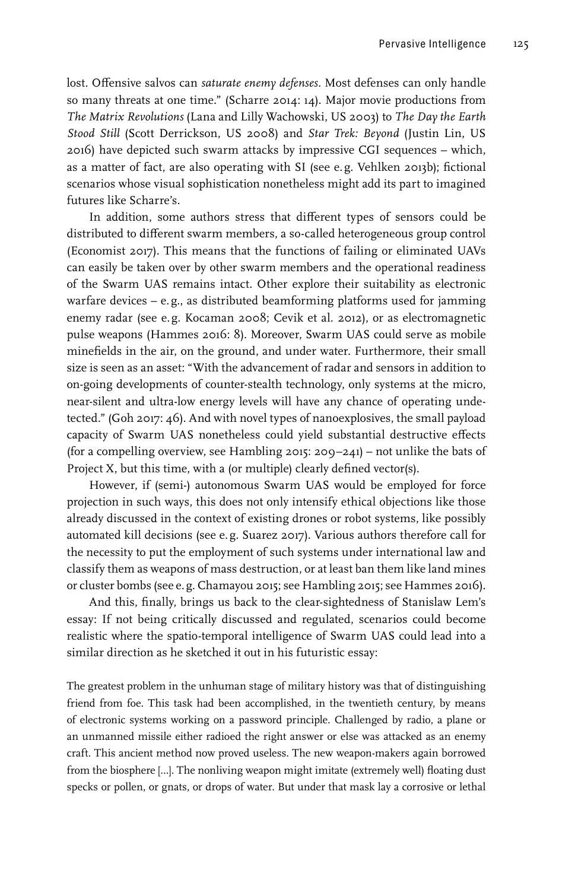lost. Offensive salvos can *saturate enemy defenses*. Most defenses can only handle so many threats at one time." (Scharre 2014: 14). Major movie productions from *The Matrix Revolutions* (Lana and Lilly Wachowski, US 2003) to *The Day the Earth Stood Still* (Scott Derrickson, US 2008) and *Star Trek: Beyond* (Justin Lin, US 2016) have depicted such swarm attacks by impressive CGI sequences – which, as a matter of fact, are also operating with SI (see e.g. Vehlken 2013b); fictional scenarios whose visual sophistication nonetheless might add its part to imagined futures like Scharre's.

In addition, some authors stress that different types of sensors could be distributed to different swarm members, a so-called heterogeneous group control (Economist 2017). This means that the functions of failing or eliminated UAVs can easily be taken over by other swarm members and the operational readiness of the Swarm UAS remains intact. Other explore their suitability as electronic warfare devices – e.g., as distributed beamforming platforms used for jamming enemy radar (see e.g. Kocaman 2008; Cevik et al. 2012), or as electromagnetic pulse weapons (Hammes 2016: 8). Moreover, Swarm UAS could serve as mobile minefields in the air, on the ground, and under water. Furthermore, their small size is seen as an asset: "With the advancement of radar and sensors in addition to on-going developments of counter-stealth technology, only systems at the micro, near-silent and ultra-low energy levels will have any chance of operating undetected." (Goh 2017: 46). And with novel types of nanoexplosives, the small payload capacity of Swarm UAS nonetheless could yield substantial destructive effects (for a compelling overview, see Hambling 2015: 209–241) – not unlike the bats of Project X, but this time, with a (or multiple) clearly defined vector(s).

However, if (semi-) autonomous Swarm UAS would be employed for force projection in such ways, this does not only intensify ethical objections like those already discussed in the context of existing drones or robot systems, like possibly automated kill decisions (see e.g. Suarez 2017). Various authors therefore call for the necessity to put the employment of such systems under international law and classify them as weapons of mass destruction, or at least ban them like land mines or cluster bombs (see e.g. Chamayou 2015; see Hambling 2015; see Hammes 2016).

And this, finally, brings us back to the clear-sightedness of Stanislaw Lem's essay: If not being critically discussed and regulated, scenarios could become realistic where the spatio-temporal intelligence of Swarm UAS could lead into a similar direction as he sketched it out in his futuristic essay:

> The greatest problem in the unhuman stage of military history was that of distinguishing friend from foe. This task had been accomplished, in the twentieth century, by means of electronic systems working on a password principle. Challenged by radio, a plane or an unmanned missile either radioed the right answer or else was attacked as an enemy craft. This ancient method now proved useless. The new weapon-makers again borrowed from the biosphere […]. The nonliving weapon might imitate (extremely well) floating dust specks or pollen, or gnats, or drops of water. But under that mask lay a corrosive or lethal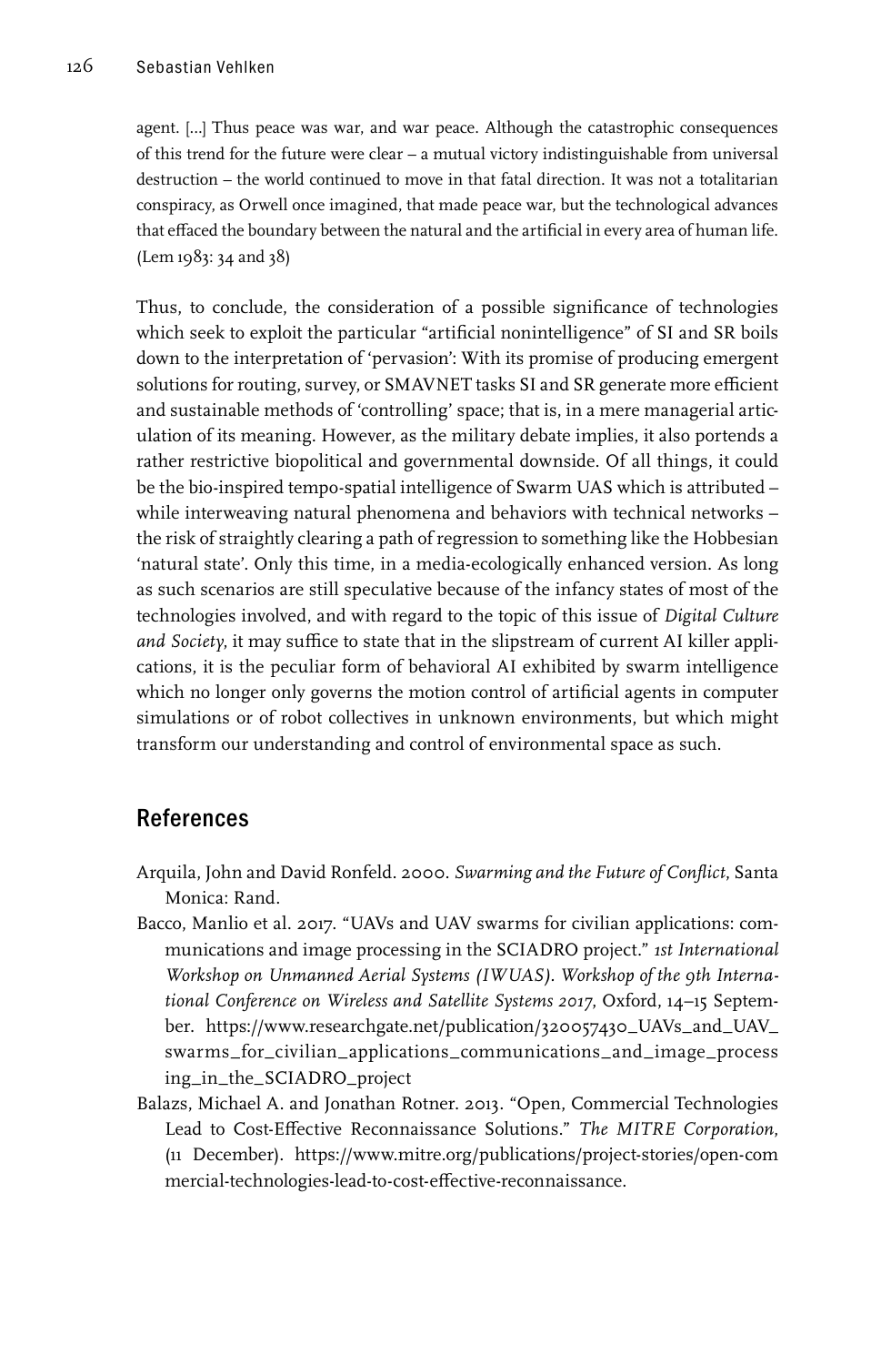agent. […] Thus peace was war, and war peace. Although the catastrophic consequences of this trend for the future were clear – a mutual victory indistinguishable from universal destruction – the world continued to move in that fatal direction. It was not a totalitarian conspiracy, as Orwell once imagined, that made peace war, but the technological advances that effaced the boundary between the natural and the artificial in every area of human life. (Lem 1983: 34 and 38)

Thus, to conclude, the consideration of a possible significance of technologies which seek to exploit the particular "artificial nonintelligence" of SI and SR boils down to the interpretation of 'pervasion': With its promise of producing emergent solutions for routing, survey, or SMAVNET tasks SI and SR generate more efficient and sustainable methods of 'controlling' space; that is, in a mere managerial articulation of its meaning. However, as the military debate implies, it also portends a rather restrictive biopolitical and governmental downside. Of all things, it could be the bio-inspired tempo-spatial intelligence of Swarm UAS which is attributed – while interweaving natural phenomena and behaviors with technical networks – the risk of straightly clearing a path of regression to something like the Hobbesian 'natural state'. Only this time, in a media-ecologically enhanced version. As long as such scenarios are still speculative because of the infancy states of most of the technologies involved, and with regard to the topic of this issue of *Digital Culture and Society*, it may suffice to state that in the slipstream of current AI killer applications, it is the peculiar form of behavioral AI exhibited by swarm intelligence which no longer only governs the motion control of artificial agents in computer simulations or of robot collectives in unknown environments, but which might transform our understanding and control of environmental space as such.

## References

Arquila, John and David Ronfeld. 2000. *Swarming and the Future of Conflict*, Santa Monica: Rand.

Bacco, Manlio et al. 2017. "UAVs and UAV swarms for civilian applications: communications and image processing in the SCIADRO project." *1st International Workshop on Unmanned Aerial Systems (IWUAS). Workshop of the 9th International Conference on Wireless and Satellite Systems 2017*, Oxford, 14–15 September. https://www.researchgate.net/publication/320057430_UAVs_and_UAV_swarms_for_civilian_applications_communications_and_image_processing_in_the_SCIADRO_project

Balazs, Michael A. and Jonathan Rotner. 2013. "Open, Commercial Technologies Lead to Cost-Effective Reconnaissance Solutions." *The MITRE Corporation*, (11 December). https://www.mitre.org/publications/project-stories/open-commercial-technologies-lead-to-cost-effective-reconnaissance.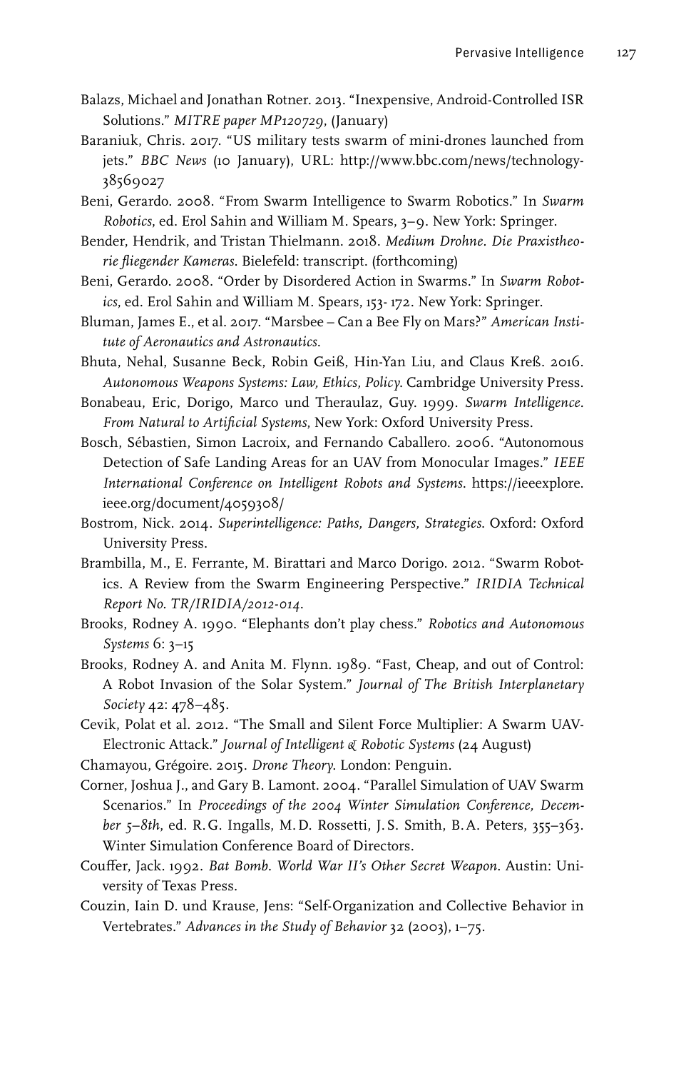Balazs, Michael and Jonathan Rotner. 2013. "Inexpensive, Android-Controlled ISR Solutions." *MITRE paper MP120729*, (January)

Baraniuk, Chris. 2017. "US military tests swarm of mini-drones launched from jets." *BBC News* (10 January), URL: http://www.bbc.com/news/technology-38569027

Beni, Gerardo. 2008. "From Swarm Intelligence to Swarm Robotics." In *Swarm Robotics*, ed. Erol Sahin and William M. Spears, 3–9. New York: Springer.

Bender, Hendrik, and Tristan Thielmann. 2018. *Medium Drohne. Die Praxistheorie fliegender Kameras*. Bielefeld: transcript. (forthcoming)

Beni, Gerardo. 2008. "Order by Disordered Action in Swarms." In *Swarm Robotics*, ed. Erol Sahin and William M. Spears, 153- 172. New York: Springer.

Bluman, James E., et al. 2017. "Marsbee – Can a Bee Fly on Mars?" *American Institute of Aeronautics and Astronautics*.

Bhuta, Nehal, Susanne Beck, Robin Geiß, Hin-Yan Liu, and Claus Kreß. 2016. *Autonomous Weapons Systems: Law, Ethics, Policy*. Cambridge University Press.

Bonabeau, Eric, Dorigo, Marco und Theraulaz, Guy. 1999. *Swarm Intelligence. From Natural to Artificial Systems*, New York: Oxford University Press.

Bosch, Sébastien, Simon Lacroix, and Fernando Caballero. 2006. "Autonomous Detection of Safe Landing Areas for an UAV from Monocular Images." *IEEE International Conference on Intelligent Robots and Systems*. https://ieeexplore.ieee.org/document/4059308/

Bostrom, Nick. 2014. *Superintelligence: Paths, Dangers, Strategies*. Oxford: Oxford University Press.

Brambilla, M., E. Ferrante, M. Birattari and Marco Dorigo. 2012. "Swarm Robotics. A Review from the Swarm Engineering Perspective." *IRIDIA Technical Report No. TR/IRIDIA/2012-014*.

Brooks, Rodney A. 1990. "Elephants don't play chess." *Robotics and Autonomous Systems* 6: 3–15

Brooks, Rodney A. and Anita M. Flynn. 1989. "Fast, Cheap, and out of Control: A Robot Invasion of the Solar System." *Journal of The British Interplanetary Society* 42: 478–485.

Cevik, Polat et al. 2012. "The Small and Silent Force Multiplier: A Swarm UAV-Electronic Attack." *Journal of Intelligent & Robotic Systems* (24 August)

Chamayou, Grégoire. 2015. *Drone Theory*. London: Penguin.

Corner, Joshua J., and Gary B. Lamont. 2004. "Parallel Simulation of UAV Swarm Scenarios." In *Proceedings of the 2004 Winter Simulation Conference, December 5–8th*, ed. R.G. Ingalls, M.D. Rossetti, J.S. Smith, B.A. Peters, 355–363. Winter Simulation Conference Board of Directors.

Couffer, Jack. 1992. *Bat Bomb. World War II's Other Secret Weapon*. Austin: University of Texas Press.

Couzin, Iain D. und Krause, Jens: "Self-Organization and Collective Behavior in Vertebrates." *Advances in the Study of Behavior* 32 (2003), 1–75.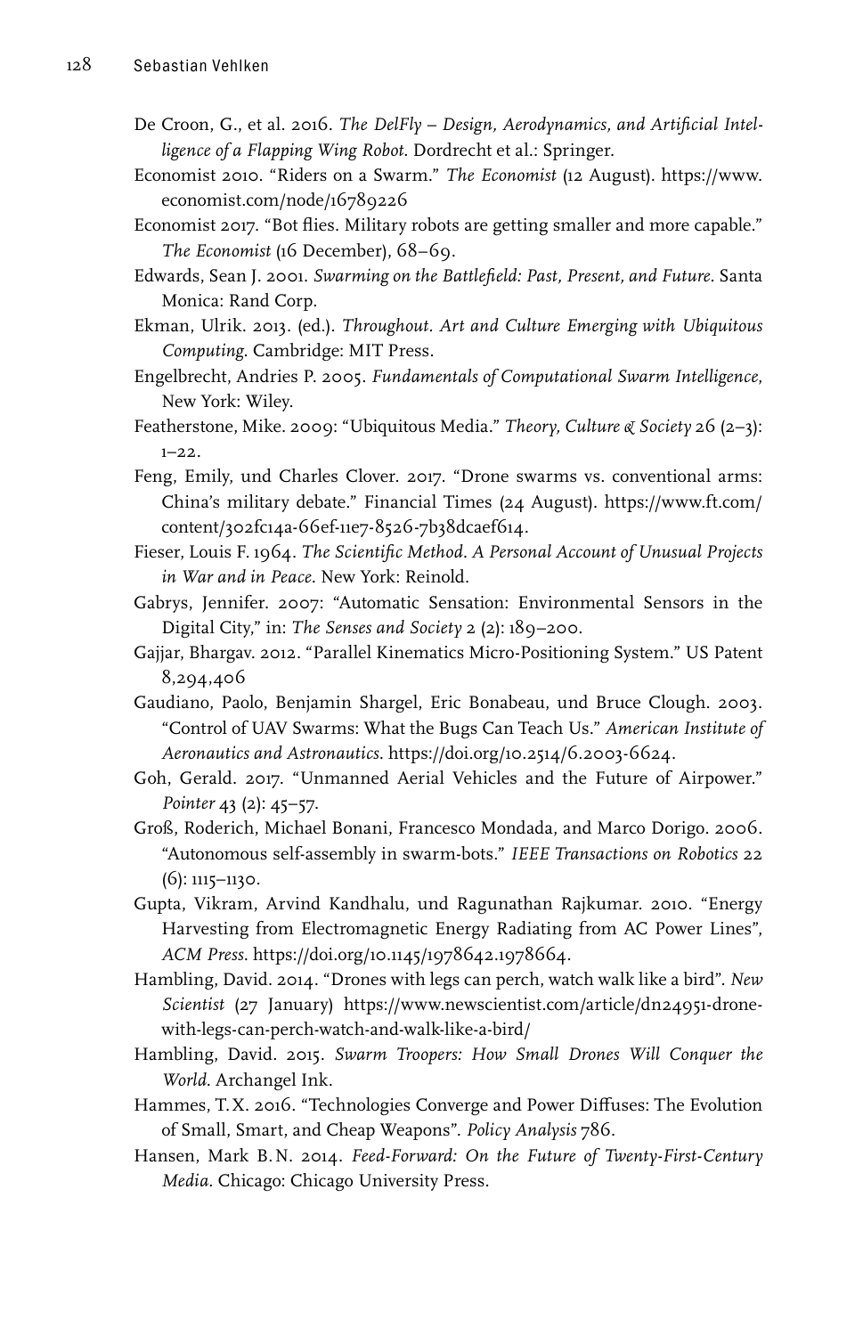De Croon, G., et al. 2016. *The DelFly – Design, Aerodynamics, and Artificial Intelligence of a Flapping Wing Robot*. Dordrecht et al.: Springer.

Economist 2010. "Riders on a Swarm." *The Economist* (12 August). https://www.economist.com/node/16789226

Economist 2017. "Bot flies. Military robots are getting smaller and more capable." *The Economist* (16 December), 68–69.

Edwards, Sean J. 2001. *Swarming on the Battlefield: Past, Present, and Future*. Santa Monica: Rand Corp.

Ekman, Ulrik. 2013. (ed.). *Throughout. Art and Culture Emerging with Ubiquitous Computing*. Cambridge: MIT Press.

Engelbrecht, Andries P. 2005. *Fundamentals of Computational Swarm Intelligence*, New York: Wiley.

Featherstone, Mike. 2009: "Ubiquitous Media." *Theory, Culture & Society* 26 (2–3): 1–22.

Feng, Emily, und Charles Clover. 2017. "Drone swarms vs. conventional arms: China's military debate." Financial Times (24 August). https://www.ft.com/content/302fc14a-66ef-11e7-8526-7b38dcaef614.

Fieser, Louis F. 1964. *The Scientific Method. A Personal Account of Unusual Projects in War and in Peace*. New York: Reinold.

Gabrys, Jennifer. 2007: "Automatic Sensation: Environmental Sensors in the Digital City," in: *The Senses and Society* 2 (2): 189–200.

Gajjar, Bhargav. 2012. "Parallel Kinematics Micro-Positioning System." US Patent 8,294,406

Gaudiano, Paolo, Benjamin Shargel, Eric Bonabeau, und Bruce Clough. 2003. "Control of UAV Swarms: What the Bugs Can Teach Us." *American Institute of Aeronautics and Astronautics*. https://doi.org/10.2514/6.2003-6624.

Goh, Gerald. 2017. "Unmanned Aerial Vehicles and the Future of Airpower." *Pointer* 43 (2): 45–57.

Groß, Roderich, Michael Bonani, Francesco Mondada, and Marco Dorigo. 2006. "Autonomous self-assembly in swarm-bots." *IEEE Transactions on Robotics* 22 (6): 1115–1130.

Gupta, Vikram, Arvind Kandhalu, und Ragunathan Rajkumar. 2010. "Energy Harvesting from Electromagnetic Energy Radiating from AC Power Lines", *ACM Press*. https://doi.org/10.1145/1978642.1978664.

Hambling, David. 2014. "Drones with legs can perch, watch walk like a bird". *New Scientist* (27 January) https://www.newscientist.com/article/dn24951-drone-with-legs-can-perch-watch-and-walk-like-a-bird/

Hambling, David. 2015. *Swarm Troopers: How Small Drones Will Conquer the World*. Archangel Ink.

Hammes, T.X. 2016. "Technologies Converge and Power Diffuses: The Evolution of Small, Smart, and Cheap Weapons". *Policy Analysis* 786.

Hansen, Mark B.N. 2014. *Feed-Forward: On the Future of Twenty-First-Century Media*. Chicago: Chicago University Press.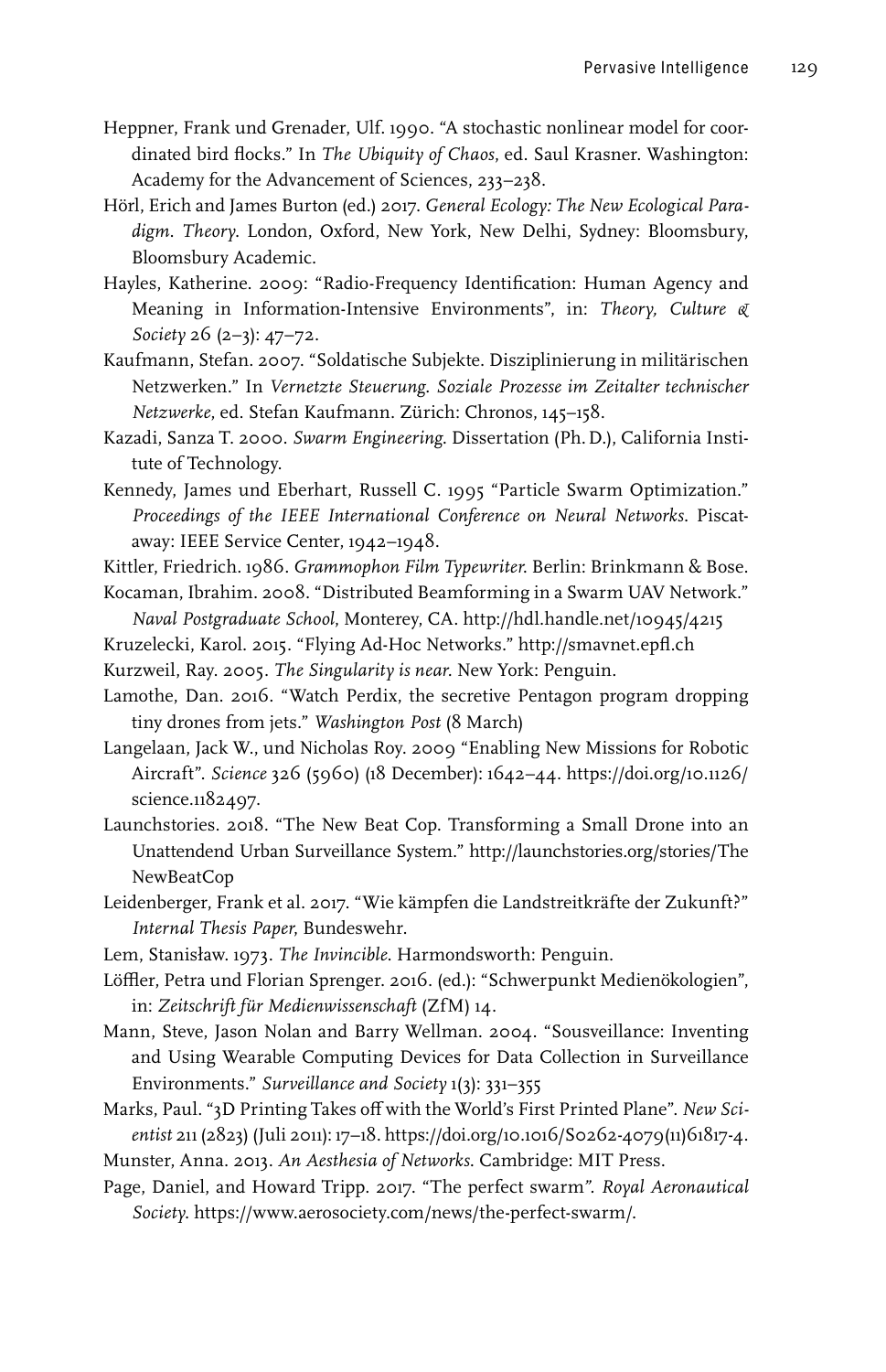Heppner, Frank und Grenader, Ulf. 1990. “A stochastic nonlinear model for coordinated bird flocks.” In *The Ubiquity of Chaos*, ed. Saul Krasner. Washington: Academy for the Advancement of Sciences, 233–238.

Hörl, Erich and James Burton (ed.) 2017. *General Ecology: The New Ecological Paradigm. Theory*. London, Oxford, New York, New Delhi, Sydney: Bloomsbury, Bloomsbury Academic.

Hayles, Katherine. 2009: “Radio-Frequency Identification: Human Agency and Meaning in Information-Intensive Environments”, in: *Theory, Culture & Society* 26 (2–3): 47–72.

Kaufmann, Stefan. 2007. “Soldatische Subjekte. Disziplinierung in militärischen Netzwerken.” In *Vernetzte Steuerung. Soziale Prozesse im Zeitalter technischer Netzwerke*, ed. Stefan Kaufmann. Zürich: Chronos, 145–158.

Kazadi, Sanza T. 2000. *Swarm Engineering*. Dissertation (Ph. D.), California Institute of Technology.

Kennedy, James und Eberhart, Russell C. 1995 “Particle Swarm Optimization.” *Proceedings of the IEEE International Conference on Neural Networks*. Piscataway: IEEE Service Center, 1942–1948.

Kittler, Friedrich. 1986. *Grammophon Film Typewriter*. Berlin: Brinkmann & Bose.

Kocaman, Ibrahim. 2008. “Distributed Beamforming in a Swarm UAV Network.” *Naval Postgraduate School*, Monterey, CA. http://hdl.handle.net/10945/4215

Kruzelecki, Karol. 2015. “Flying Ad-Hoc Networks.” http://smavnet.epfl.ch

Kurzweil, Ray. 2005. *The Singularity is near*. New York: Penguin.

Lamothe, Dan. 2016. “Watch Perdix, the secretive Pentagon program dropping tiny drones from jets.” *Washington Post* (8 March)

Langelaan, Jack W., und Nicholas Roy. 2009 “Enabling New Missions for Robotic Aircraft”. *Science* 326 (5960) (18 December): 1642–44. https://doi.org/10.1126/science.1182497.

Launchstories. 2018. “The New Beat Cop. Transforming a Small Drone into an Unattendend Urban Surveillance System.” http://launchstories.org/stories/TheNewBeatCop

Leidenberger, Frank et al. 2017. “Wie kämpfen die Landstreitkräfte der Zukunft?” *Internal Thesis Paper*, Bundeswehr.

Lem, Stanisław. 1973. *The Invincible*. Harmondsworth: Penguin.

Löffler, Petra und Florian Sprenger. 2016. (ed.): “Schwerpunkt Medienökologien”, in: *Zeitschrift für Medienwissenschaft* (ZfM) 14.

Mann, Steve, Jason Nolan and Barry Wellman. 2004. “Sousveillance: Inventing and Using Wearable Computing Devices for Data Collection in Surveillance Environments.” *Surveillance and Society* 1(3): 331–355

Marks, Paul. “3D Printing Takes off with the World’s First Printed Plane”. *New Scientist* 211 (2823) (Juli 2011): 17–18. https://doi.org/10.1016/S0262-4079(11)61817-4.

Munster, Anna. 2013. *An Aesthesia of Networks*. Cambridge: MIT Press.

Page, Daniel, and Howard Tripp. 2017. “The perfect swarm”. *Royal Aeronautical Society*. https://www.aerosociety.com/news/the-perfect-swarm/.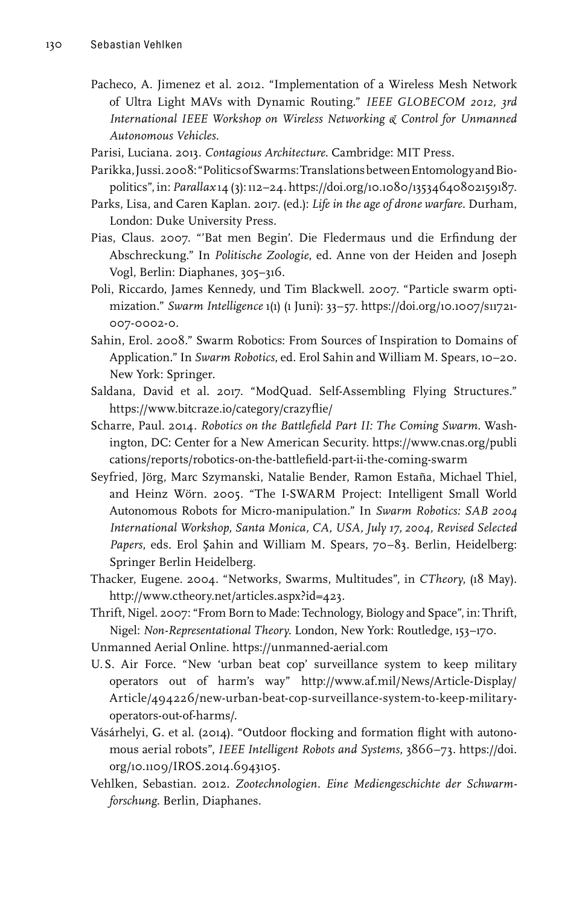Pacheco, A. Jimenez et al. 2012. "Implementation of a Wireless Mesh Network of Ultra Light MAVs with Dynamic Routing." *IEEE GLOBECOM 2012, 3rd International IEEE Workshop on Wireless Networking & Control for Unmanned Autonomous Vehicles*.

Parisi, Luciana. 2013. *Contagious Architecture*. Cambridge: MIT Press.

Parikka, Jussi. 2008: "Politics of Swarms: Translations between Entomology and Biopolitics", in: *Parallax* 14 (3): 112–24. https://doi.org/10.1080/13534640802159187.

Parks, Lisa, and Caren Kaplan. 2017. (ed.): *Life in the age of drone warfare*. Durham, London: Duke University Press.

Pias, Claus. 2007. "'Bat men Begin'. Die Fledermaus und die Erfindung der Abschreckung." In *Politische Zoologie*, ed. Anne von der Heiden and Joseph Vogl, Berlin: Diaphanes, 305–316.

Poli, Riccardo, James Kennedy, und Tim Blackwell. 2007. "Particle swarm optimization." *Swarm Intelligence* 1(1) (1 Juni): 33–57. https://doi.org/10.1007/s11721-007-0002-0.

Sahin, Erol. 2008." Swarm Robotics: From Sources of Inspiration to Domains of Application." In *Swarm Robotics*, ed. Erol Sahin and William M. Spears, 10–20. New York: Springer.

Saldana, David et al. 2017. "ModQuad. Self-Assembling Flying Structures." https://www.bitcraze.io/category/crazyflie/

Scharre, Paul. 2014. *Robotics on the Battlefield Part II: The Coming Swarm*. Washington, DC: Center for a New American Security. https://www.cnas.org/publications/reports/robotics-on-the-battlefield-part-ii-the-coming-swarm

Seyfried, Jörg, Marc Szymanski, Natalie Bender, Ramon Estaña, Michael Thiel, and Heinz Wörn. 2005. "The I-SWARM Project: Intelligent Small World Autonomous Robots for Micro-manipulation." In *Swarm Robotics: SAB 2004 International Workshop, Santa Monica, CA, USA, July 17, 2004, Revised Selected Papers*, eds. Erol Şahin and William M. Spears, 70–83. Berlin, Heidelberg: Springer Berlin Heidelberg.

Thacker, Eugene. 2004. "Networks, Swarms, Multitudes", in *CTheory*, (18 May). http://www.ctheory.net/articles.aspx?id=423.

Thrift, Nigel. 2007: "From Born to Made: Technology, Biology and Space", in: Thrift, Nigel: *Non-Representational Theory*. London, New York: Routledge, 153–170.

Unmanned Aerial Online. https://unmanned-aerial.com

U.S. Air Force. "New 'urban beat cop' surveillance system to keep military operators out of harm's way" http://www.af.mil/News/Article-Display/Article/494226/new-urban-beat-cop-surveillance-system-to-keep-military-operators-out-of-harms/.

Vásárhelyi, G. et al. (2014). "Outdoor flocking and formation flight with autonomous aerial robots", *IEEE Intelligent Robots and Systems*, 3866–73. https://doi.org/10.1109/IROS.2014.6943105.

Vehlken, Sebastian. 2012. *Zootechnologien. Eine Mediengeschichte der Schwarmforschung*. Berlin, Diaphanes.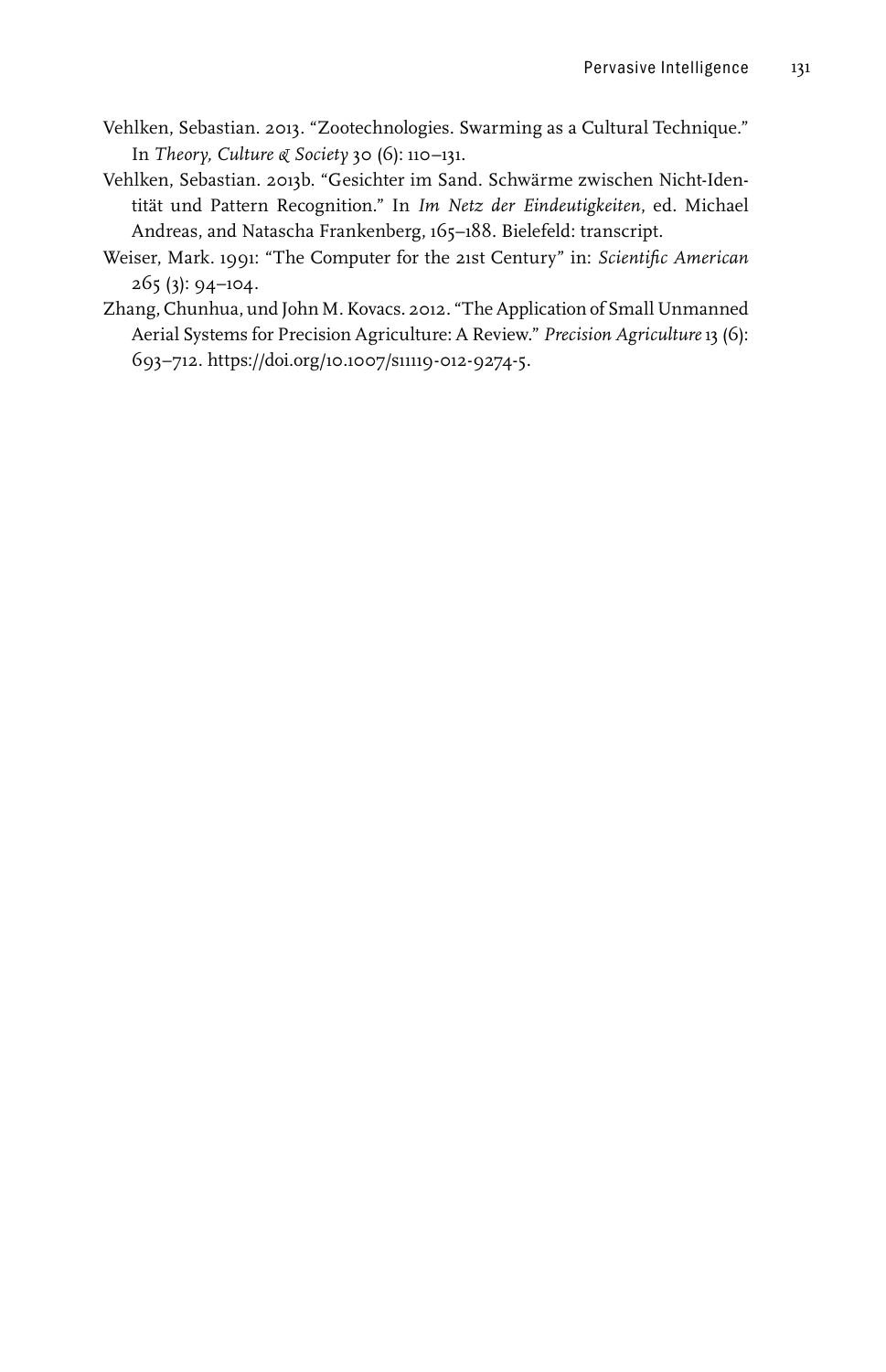Vehlken, Sebastian. 2013. "Zootechnologies. Swarming as a Cultural Technique." In *Theory, Culture & Society* 30 (6): 110–131.

Vehlken, Sebastian. 2013b. "Gesichter im Sand. Schwärme zwischen Nicht-Identität und Pattern Recognition." In *Im Netz der Eindeutigkeiten*, ed. Michael Andreas, and Natascha Frankenberg, 165–188. Bielefeld: transcript.

Weiser, Mark. 1991: "The Computer for the 21st Century" in: *Scientific American* 265 (3): 94–104.

Zhang, Chunhua, und John M. Kovacs. 2012. "The Application of Small Unmanned Aerial Systems for Precision Agriculture: A Review." *Precision Agriculture* 13 (6): 693–712. https://doi.org/10.1007/s11119-012-9274-5.